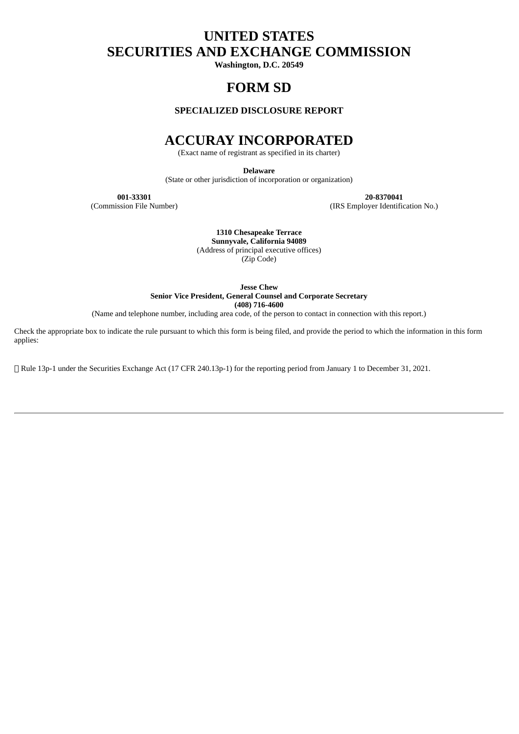# UNITED STATES
# SECURITIES AND EXCHANGE COMMISSION

**Washington, D.C. 20549**

# FORM SD

**SPECIALIZED DISCLOSURE REPORT**

# ACCURAY INCORPORATED

(Exact name of registrant as specified in its charter)

**Delaware**
(State or other jurisdiction of incorporation or organization)

| **001-33301** | **20-8370041** |
|---|---|
| (Commission File Number) | (IRS Employer Identification No.) |

**1310 Chesapeake Terrace**
**Sunnyvale, California 94089**
(Address of principal executive offices)
(Zip Code)

**Jesse Chew**
**Senior Vice President, General Counsel and Corporate Secretary**
**(408) 716-4600**
(Name and telephone number, including area code, of the person to contact in connection with this report.)

Check the appropriate box to indicate the rule pursuant to which this form is being filed, and provide the period to which the information in this form applies:

☒ Rule 13p-1 under the Securities Exchange Act (17 CFR 240.13p-1) for the reporting period from January 1 to December 31, 2021.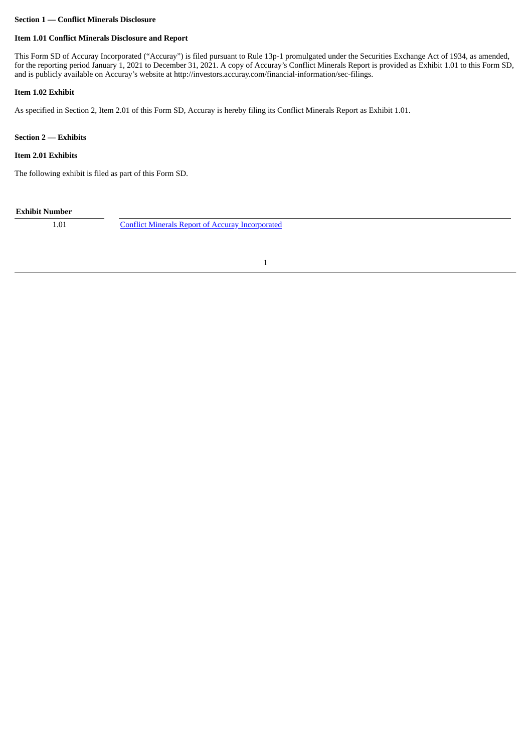**Section 1 — Conflict Minerals Disclosure**

**Item 1.01 Conflict Minerals Disclosure and Report**

This Form SD of Accuray Incorporated ("Accuray") is filed pursuant to Rule 13p-1 promulgated under the Securities Exchange Act of 1934, as amended, for the reporting period January 1, 2021 to December 31, 2021. A copy of Accuray's Conflict Minerals Report is provided as Exhibit 1.01 to this Form SD, and is publicly available on Accuray's website at http://investors.accuray.com/financial-information/sec-filings.

**Item 1.02 Exhibit**

As specified in Section 2, Item 2.01 of this Form SD, Accuray is hereby filing its Conflict Minerals Report as Exhibit 1.01.

**Section 2 — Exhibits**

**Item 2.01 Exhibits**

The following exhibit is filed as part of this Form SD.

| Exhibit Number | |
|---|---|
| 1.01 | Conflict Minerals Report of Accuray Incorporated |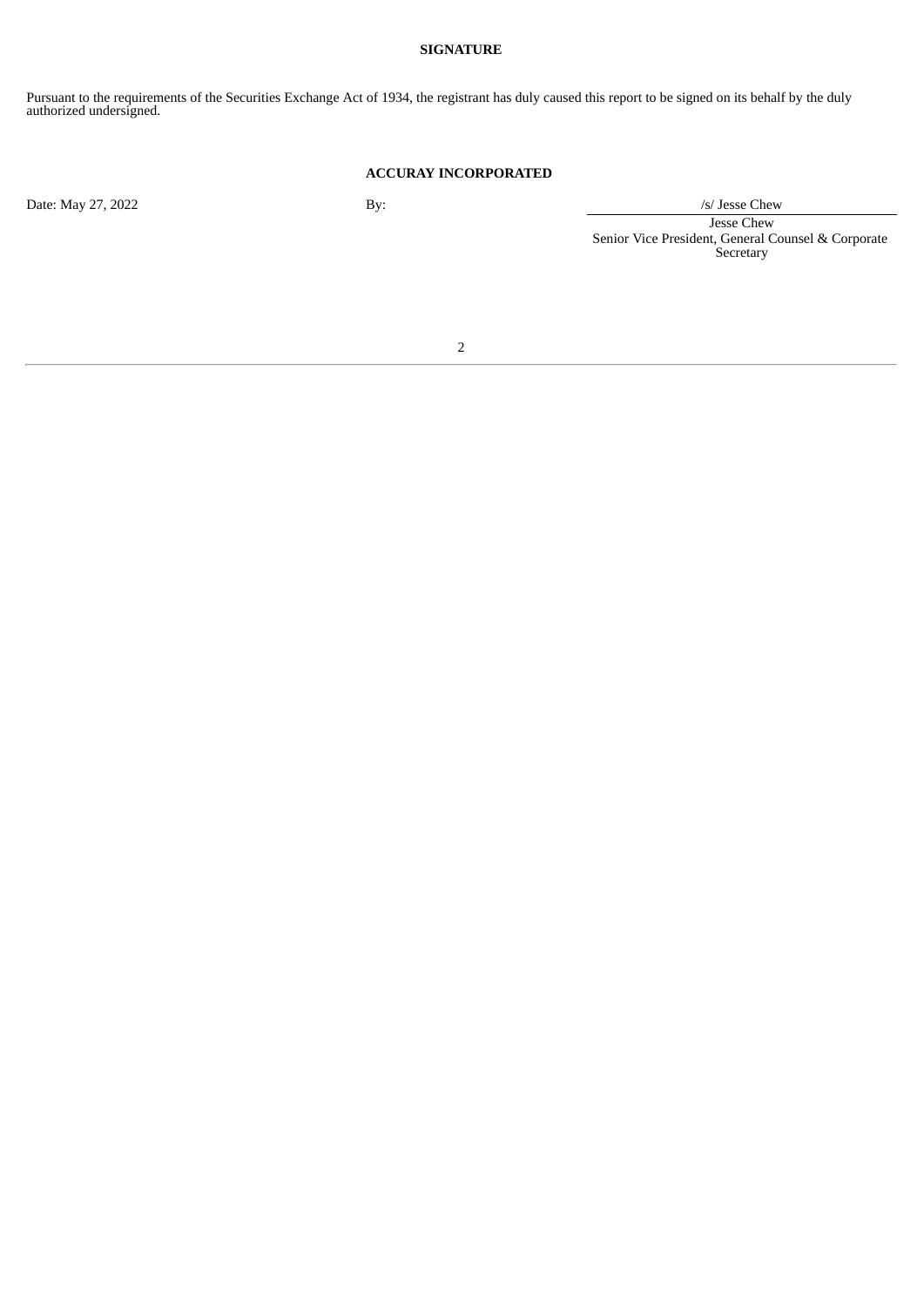**SIGNATURE**

Pursuant to the requirements of the Securities Exchange Act of 1934, the registrant has duly caused this report to be signed on its behalf by the duly authorized undersigned.

**ACCURAY INCORPORATED**

| | | |
|---|---|---|
| Date: May 27, 2022 | By: | /s/ Jesse Chew |
| | | Jesse Chew<br>Senior Vice President, General Counsel & Corporate Secretary |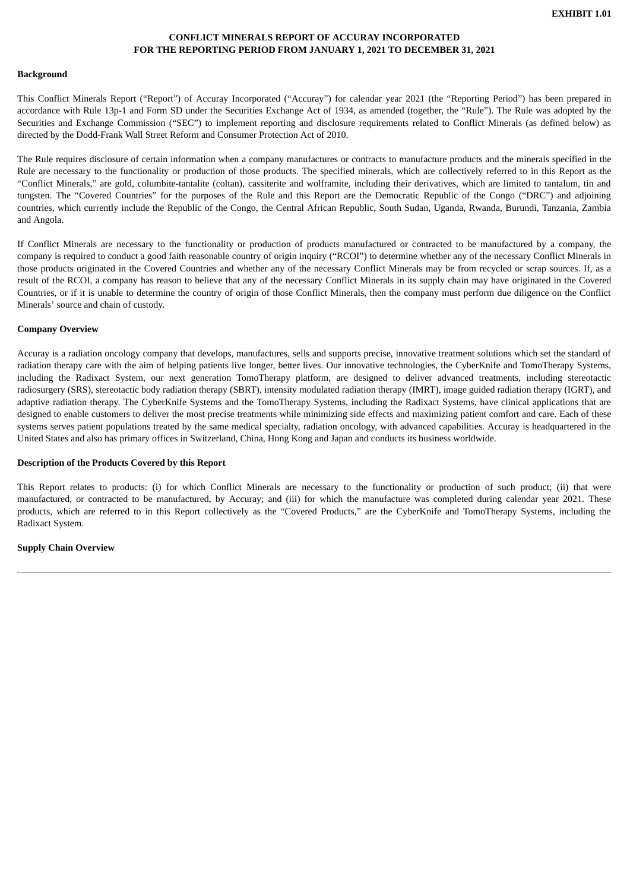**EXHIBIT 1.01**

# CONFLICT MINERALS REPORT OF ACCURAY INCORPORATED FOR THE REPORTING PERIOD FROM JANUARY 1, 2021 TO DECEMBER 31, 2021

## Background

This Conflict Minerals Report ("Report") of Accuray Incorporated ("Accuray") for calendar year 2021 (the "Reporting Period") has been prepared in accordance with Rule 13p-1 and Form SD under the Securities Exchange Act of 1934, as amended (together, the "Rule"). The Rule was adopted by the Securities and Exchange Commission ("SEC") to implement reporting and disclosure requirements related to Conflict Minerals (as defined below) as directed by the Dodd-Frank Wall Street Reform and Consumer Protection Act of 2010.

The Rule requires disclosure of certain information when a company manufactures or contracts to manufacture products and the minerals specified in the Rule are necessary to the functionality or production of those products. The specified minerals, which are collectively referred to in this Report as the "Conflict Minerals," are gold, columbite-tantalite (coltan), cassiterite and wolframite, including their derivatives, which are limited to tantalum, tin and tungsten. The "Covered Countries" for the purposes of the Rule and this Report are the Democratic Republic of the Congo ("DRC") and adjoining countries, which currently include the Republic of the Congo, the Central African Republic, South Sudan, Uganda, Rwanda, Burundi, Tanzania, Zambia and Angola.

If Conflict Minerals are necessary to the functionality or production of products manufactured or contracted to be manufactured by a company, the company is required to conduct a good faith reasonable country of origin inquiry ("RCOI") to determine whether any of the necessary Conflict Minerals in those products originated in the Covered Countries and whether any of the necessary Conflict Minerals may be from recycled or scrap sources. If, as a result of the RCOI, a company has reason to believe that any of the necessary Conflict Minerals in its supply chain may have originated in the Covered Countries, or if it is unable to determine the country of origin of those Conflict Minerals, then the company must perform due diligence on the Conflict Minerals' source and chain of custody.

## Company Overview

Accuray is a radiation oncology company that develops, manufactures, sells and supports precise, innovative treatment solutions which set the standard of radiation therapy care with the aim of helping patients live longer, better lives. Our innovative technologies, the CyberKnife and TomoTherapy Systems, including the Radixact System, our next generation TomoTherapy platform, are designed to deliver advanced treatments, including stereotactic radiosurgery (SRS), stereotactic body radiation therapy (SBRT), intensity modulated radiation therapy (IMRT), image guided radiation therapy (IGRT), and adaptive radiation therapy. The CyberKnife Systems and the TomoTherapy Systems, including the Radixact Systems, have clinical applications that are designed to enable customers to deliver the most precise treatments while minimizing side effects and maximizing patient comfort and care. Each of these systems serves patient populations treated by the same medical specialty, radiation oncology, with advanced capabilities. Accuray is headquartered in the United States and also has primary offices in Switzerland, China, Hong Kong and Japan and conducts its business worldwide.

## Description of the Products Covered by this Report

This Report relates to products: (i) for which Conflict Minerals are necessary to the functionality or production of such product; (ii) that were manufactured, or contracted to be manufactured, by Accuray; and (iii) for which the manufacture was completed during calendar year 2021. These products, which are referred to in this Report collectively as the "Covered Products," are the CyberKnife and TomoTherapy Systems, including the Radixact System.

## Supply Chain Overview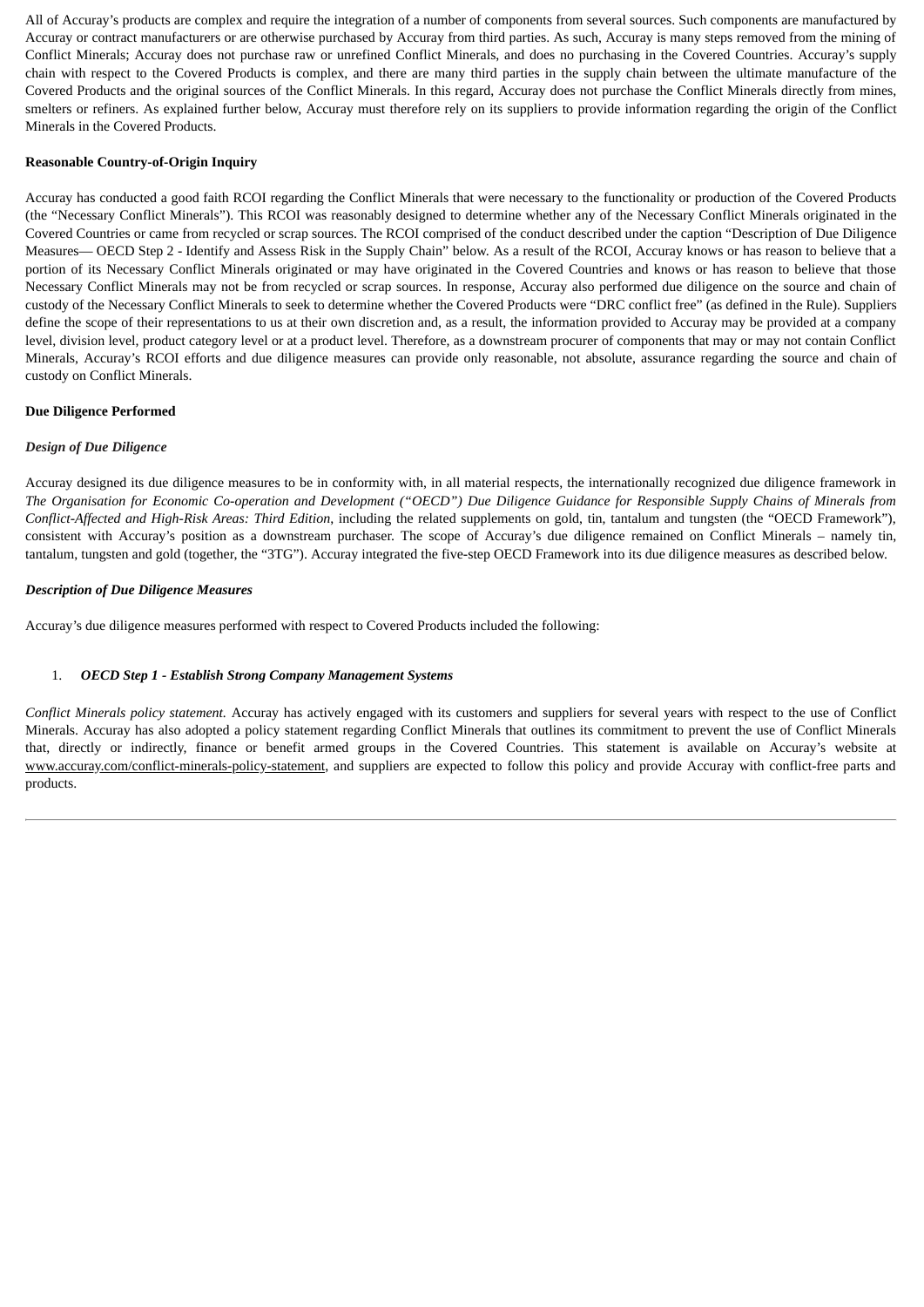All of Accuray's products are complex and require the integration of a number of components from several sources. Such components are manufactured by Accuray or contract manufacturers or are otherwise purchased by Accuray from third parties. As such, Accuray is many steps removed from the mining of Conflict Minerals; Accuray does not purchase raw or unrefined Conflict Minerals, and does no purchasing in the Covered Countries. Accuray's supply chain with respect to the Covered Products is complex, and there are many third parties in the supply chain between the ultimate manufacture of the Covered Products and the original sources of the Conflict Minerals. In this regard, Accuray does not purchase the Conflict Minerals directly from mines, smelters or refiners. As explained further below, Accuray must therefore rely on its suppliers to provide information regarding the origin of the Conflict Minerals in the Covered Products.

**Reasonable Country-of-Origin Inquiry**

Accuray has conducted a good faith RCOI regarding the Conflict Minerals that were necessary to the functionality or production of the Covered Products (the "Necessary Conflict Minerals"). This RCOI was reasonably designed to determine whether any of the Necessary Conflict Minerals originated in the Covered Countries or came from recycled or scrap sources. The RCOI comprised of the conduct described under the caption "Description of Due Diligence Measures— OECD Step 2 - Identify and Assess Risk in the Supply Chain" below. As a result of the RCOI, Accuray knows or has reason to believe that a portion of its Necessary Conflict Minerals originated or may have originated in the Covered Countries and knows or has reason to believe that those Necessary Conflict Minerals may not be from recycled or scrap sources. In response, Accuray also performed due diligence on the source and chain of custody of the Necessary Conflict Minerals to seek to determine whether the Covered Products were "DRC conflict free" (as defined in the Rule). Suppliers define the scope of their representations to us at their own discretion and, as a result, the information provided to Accuray may be provided at a company level, division level, product category level or at a product level. Therefore, as a downstream procurer of components that may or may not contain Conflict Minerals, Accuray's RCOI efforts and due diligence measures can provide only reasonable, not absolute, assurance regarding the source and chain of custody on Conflict Minerals.

**Due Diligence Performed**

***Design of Due Diligence***

Accuray designed its due diligence measures to be in conformity with, in all material respects, the internationally recognized due diligence framework in *The Organisation for Economic Co-operation and Development ("OECD") Due Diligence Guidance for Responsible Supply Chains of Minerals from Conflict-Affected and High-Risk Areas: Third Edition*, including the related supplements on gold, tin, tantalum and tungsten (the "OECD Framework"), consistent with Accuray's position as a downstream purchaser. The scope of Accuray's due diligence remained on Conflict Minerals – namely tin, tantalum, tungsten and gold (together, the "3TG"). Accuray integrated the five-step OECD Framework into its due diligence measures as described below.

***Description of Due Diligence Measures***

Accuray's due diligence measures performed with respect to Covered Products included the following:

1. ***OECD Step 1 - Establish Strong Company Management Systems***

*Conflict Minerals policy statement.* Accuray has actively engaged with its customers and suppliers for several years with respect to the use of Conflict Minerals. Accuray has also adopted a policy statement regarding Conflict Minerals that outlines its commitment to prevent the use of Conflict Minerals that, directly or indirectly, finance or benefit armed groups in the Covered Countries. This statement is available on Accuray's website at www.accuray.com/conflict-minerals-policy-statement, and suppliers are expected to follow this policy and provide Accuray with conflict-free parts and products.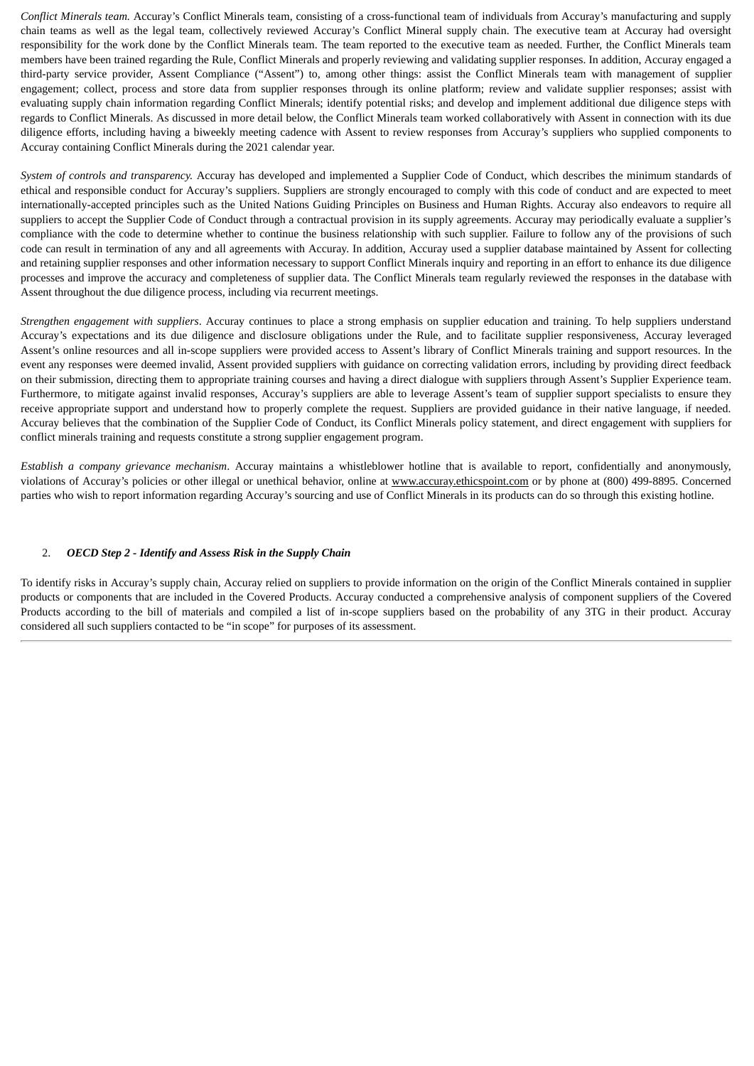*Conflict Minerals team.* Accuray's Conflict Minerals team, consisting of a cross-functional team of individuals from Accuray's manufacturing and supply chain teams as well as the legal team, collectively reviewed Accuray's Conflict Mineral supply chain. The executive team at Accuray had oversight responsibility for the work done by the Conflict Minerals team. The team reported to the executive team as needed. Further, the Conflict Minerals team members have been trained regarding the Rule, Conflict Minerals and properly reviewing and validating supplier responses. In addition, Accuray engaged a third-party service provider, Assent Compliance ("Assent") to, among other things: assist the Conflict Minerals team with management of supplier engagement; collect, process and store data from supplier responses through its online platform; review and validate supplier responses; assist with evaluating supply chain information regarding Conflict Minerals; identify potential risks; and develop and implement additional due diligence steps with regards to Conflict Minerals. As discussed in more detail below, the Conflict Minerals team worked collaboratively with Assent in connection with its due diligence efforts, including having a biweekly meeting cadence with Assent to review responses from Accuray's suppliers who supplied components to Accuray containing Conflict Minerals during the 2021 calendar year.

*System of controls and transparency.* Accuray has developed and implemented a Supplier Code of Conduct, which describes the minimum standards of ethical and responsible conduct for Accuray's suppliers. Suppliers are strongly encouraged to comply with this code of conduct and are expected to meet internationally-accepted principles such as the United Nations Guiding Principles on Business and Human Rights. Accuray also endeavors to require all suppliers to accept the Supplier Code of Conduct through a contractual provision in its supply agreements. Accuray may periodically evaluate a supplier's compliance with the code to determine whether to continue the business relationship with such supplier. Failure to follow any of the provisions of such code can result in termination of any and all agreements with Accuray. In addition, Accuray used a supplier database maintained by Assent for collecting and retaining supplier responses and other information necessary to support Conflict Minerals inquiry and reporting in an effort to enhance its due diligence processes and improve the accuracy and completeness of supplier data. The Conflict Minerals team regularly reviewed the responses in the database with Assent throughout the due diligence process, including via recurrent meetings.

*Strengthen engagement with suppliers*. Accuray continues to place a strong emphasis on supplier education and training. To help suppliers understand Accuray's expectations and its due diligence and disclosure obligations under the Rule, and to facilitate supplier responsiveness, Accuray leveraged Assent's online resources and all in-scope suppliers were provided access to Assent's library of Conflict Minerals training and support resources. In the event any responses were deemed invalid, Assent provided suppliers with guidance on correcting validation errors, including by providing direct feedback on their submission, directing them to appropriate training courses and having a direct dialogue with suppliers through Assent's Supplier Experience team. Furthermore, to mitigate against invalid responses, Accuray's suppliers are able to leverage Assent's team of supplier support specialists to ensure they receive appropriate support and understand how to properly complete the request. Suppliers are provided guidance in their native language, if needed. Accuray believes that the combination of the Supplier Code of Conduct, its Conflict Minerals policy statement, and direct engagement with suppliers for conflict minerals training and requests constitute a strong supplier engagement program.

*Establish a company grievance mechanism*. Accuray maintains a whistleblower hotline that is available to report, confidentially and anonymously, violations of Accuray's policies or other illegal or unethical behavior, online at www.accuray.ethicspoint.com or by phone at (800) 499-8895. Concerned parties who wish to report information regarding Accuray's sourcing and use of Conflict Minerals in its products can do so through this existing hotline.

2. ***OECD Step 2 - Identify and Assess Risk in the Supply Chain***

To identify risks in Accuray's supply chain, Accuray relied on suppliers to provide information on the origin of the Conflict Minerals contained in supplier products or components that are included in the Covered Products. Accuray conducted a comprehensive analysis of component suppliers of the Covered Products according to the bill of materials and compiled a list of in-scope suppliers based on the probability of any 3TG in their product. Accuray considered all such suppliers contacted to be "in scope" for purposes of its assessment.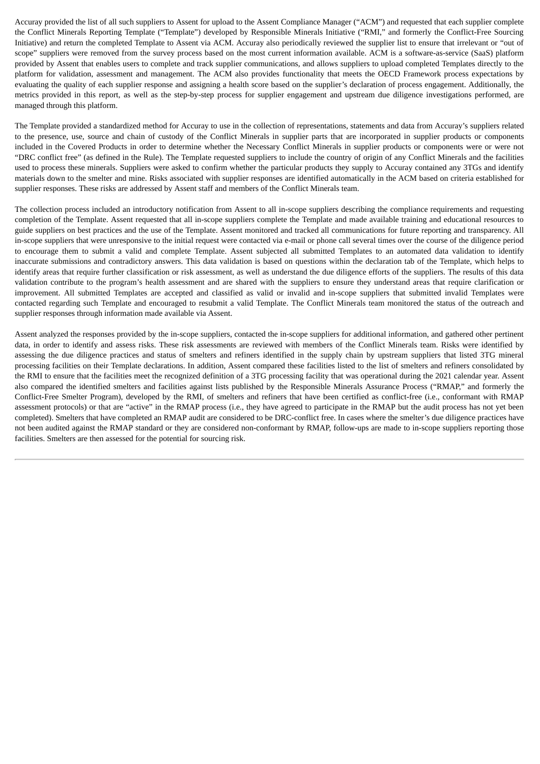Accuray provided the list of all such suppliers to Assent for upload to the Assent Compliance Manager ("ACM") and requested that each supplier complete the Conflict Minerals Reporting Template ("Template") developed by Responsible Minerals Initiative ("RMI," and formerly the Conflict-Free Sourcing Initiative) and return the completed Template to Assent via ACM. Accuray also periodically reviewed the supplier list to ensure that irrelevant or "out of scope" suppliers were removed from the survey process based on the most current information available. ACM is a software-as-service (SaaS) platform provided by Assent that enables users to complete and track supplier communications, and allows suppliers to upload completed Templates directly to the platform for validation, assessment and management. The ACM also provides functionality that meets the OECD Framework process expectations by evaluating the quality of each supplier response and assigning a health score based on the supplier's declaration of process engagement. Additionally, the metrics provided in this report, as well as the step-by-step process for supplier engagement and upstream due diligence investigations performed, are managed through this platform.

The Template provided a standardized method for Accuray to use in the collection of representations, statements and data from Accuray's suppliers related to the presence, use, source and chain of custody of the Conflict Minerals in supplier parts that are incorporated in supplier products or components included in the Covered Products in order to determine whether the Necessary Conflict Minerals in supplier products or components were or were not "DRC conflict free" (as defined in the Rule). The Template requested suppliers to include the country of origin of any Conflict Minerals and the facilities used to process these minerals. Suppliers were asked to confirm whether the particular products they supply to Accuray contained any 3TGs and identify materials down to the smelter and mine. Risks associated with supplier responses are identified automatically in the ACM based on criteria established for supplier responses. These risks are addressed by Assent staff and members of the Conflict Minerals team.

The collection process included an introductory notification from Assent to all in-scope suppliers describing the compliance requirements and requesting completion of the Template. Assent requested that all in-scope suppliers complete the Template and made available training and educational resources to guide suppliers on best practices and the use of the Template. Assent monitored and tracked all communications for future reporting and transparency. All in-scope suppliers that were unresponsive to the initial request were contacted via e-mail or phone call several times over the course of the diligence period to encourage them to submit a valid and complete Template. Assent subjected all submitted Templates to an automated data validation to identify inaccurate submissions and contradictory answers. This data validation is based on questions within the declaration tab of the Template, which helps to identify areas that require further classification or risk assessment, as well as understand the due diligence efforts of the suppliers. The results of this data validation contribute to the program's health assessment and are shared with the suppliers to ensure they understand areas that require clarification or improvement. All submitted Templates are accepted and classified as valid or invalid and in-scope suppliers that submitted invalid Templates were contacted regarding such Template and encouraged to resubmit a valid Template. The Conflict Minerals team monitored the status of the outreach and supplier responses through information made available via Assent.

Assent analyzed the responses provided by the in-scope suppliers, contacted the in-scope suppliers for additional information, and gathered other pertinent data, in order to identify and assess risks. These risk assessments are reviewed with members of the Conflict Minerals team. Risks were identified by assessing the due diligence practices and status of smelters and refiners identified in the supply chain by upstream suppliers that listed 3TG mineral processing facilities on their Template declarations. In addition, Assent compared these facilities listed to the list of smelters and refiners consolidated by the RMI to ensure that the facilities meet the recognized definition of a 3TG processing facility that was operational during the 2021 calendar year. Assent also compared the identified smelters and facilities against lists published by the Responsible Minerals Assurance Process ("RMAP," and formerly the Conflict-Free Smelter Program), developed by the RMI, of smelters and refiners that have been certified as conflict-free (i.e., conformant with RMAP assessment protocols) or that are "active" in the RMAP process (i.e., they have agreed to participate in the RMAP but the audit process has not yet been completed). Smelters that have completed an RMAP audit are considered to be DRC-conflict free. In cases where the smelter's due diligence practices have not been audited against the RMAP standard or they are considered non-conformant by RMAP, follow-ups are made to in-scope suppliers reporting those facilities. Smelters are then assessed for the potential for sourcing risk.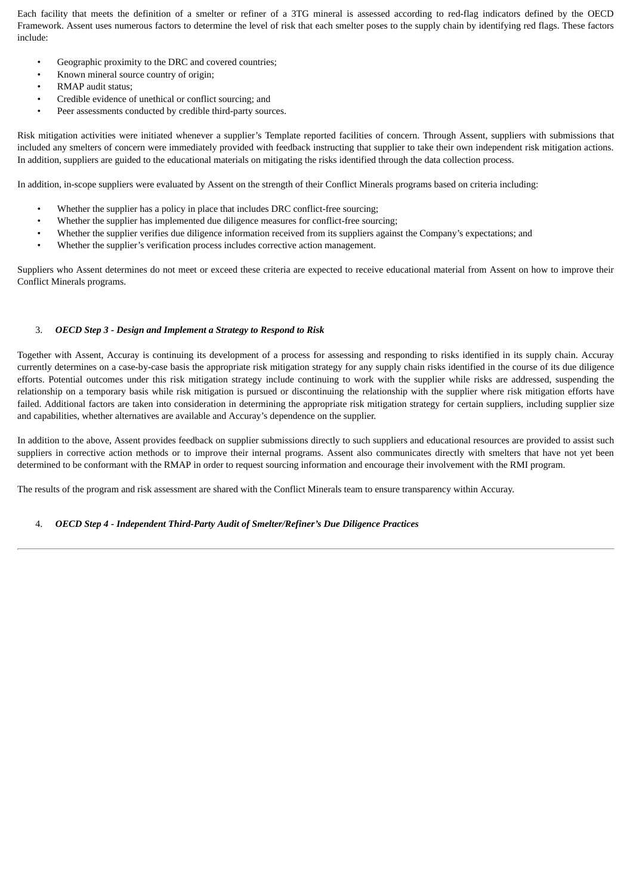Each facility that meets the definition of a smelter or refiner of a 3TG mineral is assessed according to red-flag indicators defined by the OECD Framework. Assent uses numerous factors to determine the level of risk that each smelter poses to the supply chain by identifying red flags. These factors include:

- Geographic proximity to the DRC and covered countries;
- Known mineral source country of origin;
- RMAP audit status;
- Credible evidence of unethical or conflict sourcing; and
- Peer assessments conducted by credible third-party sources.

Risk mitigation activities were initiated whenever a supplier's Template reported facilities of concern. Through Assent, suppliers with submissions that included any smelters of concern were immediately provided with feedback instructing that supplier to take their own independent risk mitigation actions. In addition, suppliers are guided to the educational materials on mitigating the risks identified through the data collection process.

In addition, in-scope suppliers were evaluated by Assent on the strength of their Conflict Minerals programs based on criteria including:

- Whether the supplier has a policy in place that includes DRC conflict-free sourcing;
- Whether the supplier has implemented due diligence measures for conflict-free sourcing;
- Whether the supplier verifies due diligence information received from its suppliers against the Company's expectations; and
- Whether the supplier's verification process includes corrective action management.

Suppliers who Assent determines do not meet or exceed these criteria are expected to receive educational material from Assent on how to improve their Conflict Minerals programs.

3. ***OECD Step 3 - Design and Implement a Strategy to Respond to Risk***

Together with Assent, Accuray is continuing its development of a process for assessing and responding to risks identified in its supply chain. Accuray currently determines on a case-by-case basis the appropriate risk mitigation strategy for any supply chain risks identified in the course of its due diligence efforts. Potential outcomes under this risk mitigation strategy include continuing to work with the supplier while risks are addressed, suspending the relationship on a temporary basis while risk mitigation is pursued or discontinuing the relationship with the supplier where risk mitigation efforts have failed. Additional factors are taken into consideration in determining the appropriate risk mitigation strategy for certain suppliers, including supplier size and capabilities, whether alternatives are available and Accuray's dependence on the supplier.

In addition to the above, Assent provides feedback on supplier submissions directly to such suppliers and educational resources are provided to assist such suppliers in corrective action methods or to improve their internal programs. Assent also communicates directly with smelters that have not yet been determined to be conformant with the RMAP in order to request sourcing information and encourage their involvement with the RMI program.

The results of the program and risk assessment are shared with the Conflict Minerals team to ensure transparency within Accuray.

4. ***OECD Step 4 - Independent Third-Party Audit of Smelter/Refiner's Due Diligence Practices***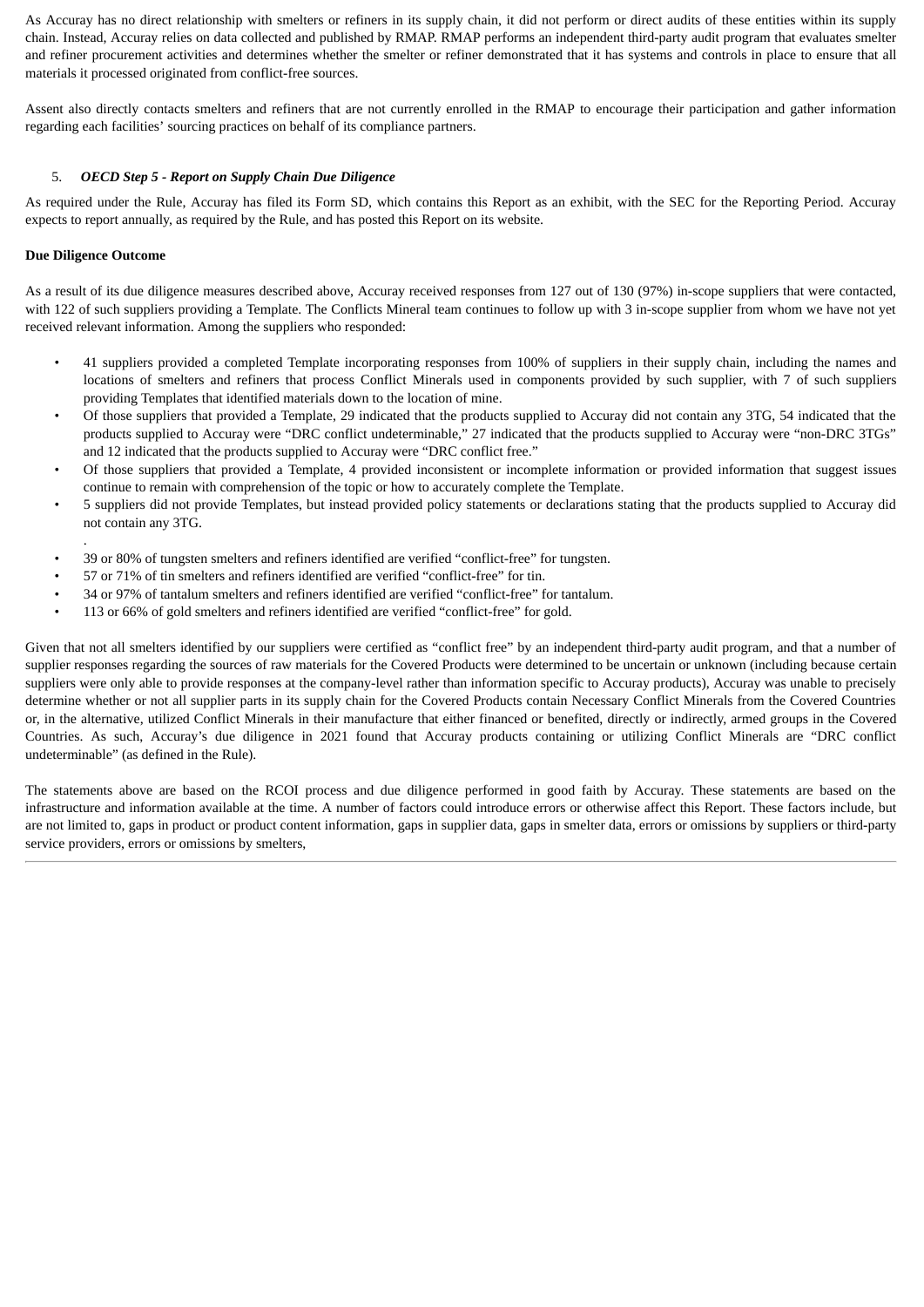As Accuray has no direct relationship with smelters or refiners in its supply chain, it did not perform or direct audits of these entities within its supply chain. Instead, Accuray relies on data collected and published by RMAP. RMAP performs an independent third-party audit program that evaluates smelter and refiner procurement activities and determines whether the smelter or refiner demonstrated that it has systems and controls in place to ensure that all materials it processed originated from conflict-free sources.

Assent also directly contacts smelters and refiners that are not currently enrolled in the RMAP to encourage their participation and gather information regarding each facilities' sourcing practices on behalf of its compliance partners.

5. ***OECD Step 5 - Report on Supply Chain Due Diligence***

As required under the Rule, Accuray has filed its Form SD, which contains this Report as an exhibit, with the SEC for the Reporting Period. Accuray expects to report annually, as required by the Rule, and has posted this Report on its website.

**Due Diligence Outcome**

As a result of its due diligence measures described above, Accuray received responses from 127 out of 130 (97%) in-scope suppliers that were contacted, with 122 of such suppliers providing a Template. The Conflicts Mineral team continues to follow up with 3 in-scope supplier from whom we have not yet received relevant information. Among the suppliers who responded:

- 41 suppliers provided a completed Template incorporating responses from 100% of suppliers in their supply chain, including the names and locations of smelters and refiners that process Conflict Minerals used in components provided by such supplier, with 7 of such suppliers providing Templates that identified materials down to the location of mine.
- Of those suppliers that provided a Template, 29 indicated that the products supplied to Accuray did not contain any 3TG, 54 indicated that the products supplied to Accuray were "DRC conflict undeterminable," 27 indicated that the products supplied to Accuray were "non-DRC 3TGs" and 12 indicated that the products supplied to Accuray were "DRC conflict free."
- Of those suppliers that provided a Template, 4 provided inconsistent or incomplete information or provided information that suggest issues continue to remain with comprehension of the topic or how to accurately complete the Template.
- 5 suppliers did not provide Templates, but instead provided policy statements or declarations stating that the products supplied to Accuray did not contain any 3TG.

.

- 39 or 80% of tungsten smelters and refiners identified are verified "conflict-free" for tungsten.
- 57 or 71% of tin smelters and refiners identified are verified "conflict-free" for tin.
- 34 or 97% of tantalum smelters and refiners identified are verified "conflict-free" for tantalum.
- 113 or 66% of gold smelters and refiners identified are verified "conflict-free" for gold.

Given that not all smelters identified by our suppliers were certified as "conflict free" by an independent third-party audit program, and that a number of supplier responses regarding the sources of raw materials for the Covered Products were determined to be uncertain or unknown (including because certain suppliers were only able to provide responses at the company-level rather than information specific to Accuray products), Accuray was unable to precisely determine whether or not all supplier parts in its supply chain for the Covered Products contain Necessary Conflict Minerals from the Covered Countries or, in the alternative, utilized Conflict Minerals in their manufacture that either financed or benefited, directly or indirectly, armed groups in the Covered Countries. As such, Accuray's due diligence in 2021 found that Accuray products containing or utilizing Conflict Minerals are "DRC conflict undeterminable" (as defined in the Rule).

The statements above are based on the RCOI process and due diligence performed in good faith by Accuray. These statements are based on the infrastructure and information available at the time. A number of factors could introduce errors or otherwise affect this Report. These factors include, but are not limited to, gaps in product or product content information, gaps in supplier data, gaps in smelter data, errors or omissions by suppliers or third-party service providers, errors or omissions by smelters,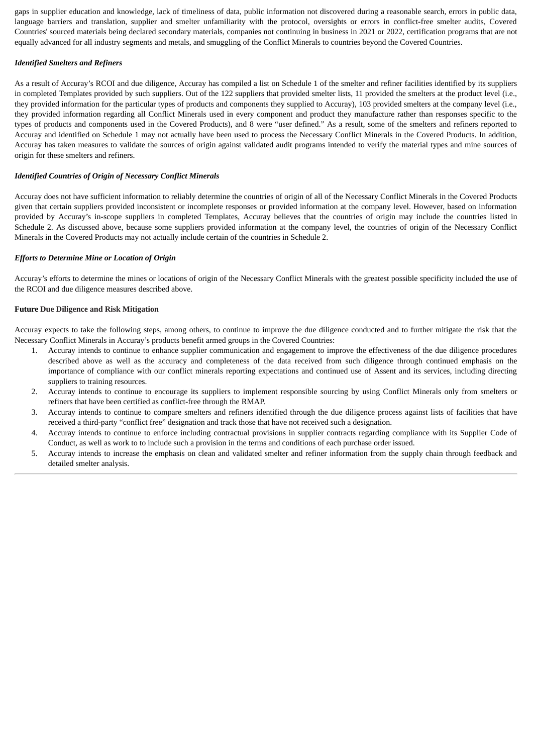gaps in supplier education and knowledge, lack of timeliness of data, public information not discovered during a reasonable search, errors in public data, language barriers and translation, supplier and smelter unfamiliarity with the protocol, oversights or errors in conflict-free smelter audits, Covered Countries' sourced materials being declared secondary materials, companies not continuing in business in 2021 or 2022, certification programs that are not equally advanced for all industry segments and metals, and smuggling of the Conflict Minerals to countries beyond the Covered Countries.

***Identified Smelters and Refiners***

As a result of Accuray's RCOI and due diligence, Accuray has compiled a list on Schedule 1 of the smelter and refiner facilities identified by its suppliers in completed Templates provided by such suppliers. Out of the 122 suppliers that provided smelter lists, 11 provided the smelters at the product level (i.e., they provided information for the particular types of products and components they supplied to Accuray), 103 provided smelters at the company level (i.e., they provided information regarding all Conflict Minerals used in every component and product they manufacture rather than responses specific to the types of products and components used in the Covered Products), and 8 were "user defined." As a result, some of the smelters and refiners reported to Accuray and identified on Schedule 1 may not actually have been used to process the Necessary Conflict Minerals in the Covered Products. In addition, Accuray has taken measures to validate the sources of origin against validated audit programs intended to verify the material types and mine sources of origin for these smelters and refiners.

***Identified Countries of Origin of Necessary Conflict Minerals***

Accuray does not have sufficient information to reliably determine the countries of origin of all of the Necessary Conflict Minerals in the Covered Products given that certain suppliers provided inconsistent or incomplete responses or provided information at the company level. However, based on information provided by Accuray's in-scope suppliers in completed Templates, Accuray believes that the countries of origin may include the countries listed in Schedule 2. As discussed above, because some suppliers provided information at the company level, the countries of origin of the Necessary Conflict Minerals in the Covered Products may not actually include certain of the countries in Schedule 2.

***Efforts to Determine Mine or Location of Origin***

Accuray's efforts to determine the mines or locations of origin of the Necessary Conflict Minerals with the greatest possible specificity included the use of the RCOI and due diligence measures described above.

**Future Due Diligence and Risk Mitigation**

Accuray expects to take the following steps, among others, to continue to improve the due diligence conducted and to further mitigate the risk that the Necessary Conflict Minerals in Accuray's products benefit armed groups in the Covered Countries:

1. Accuray intends to continue to enhance supplier communication and engagement to improve the effectiveness of the due diligence procedures described above as well as the accuracy and completeness of the data received from such diligence through continued emphasis on the importance of compliance with our conflict minerals reporting expectations and continued use of Assent and its services, including directing suppliers to training resources.
2. Accuray intends to continue to encourage its suppliers to implement responsible sourcing by using Conflict Minerals only from smelters or refiners that have been certified as conflict-free through the RMAP.
3. Accuray intends to continue to compare smelters and refiners identified through the due diligence process against lists of facilities that have received a third-party "conflict free" designation and track those that have not received such a designation.
4. Accuray intends to continue to enforce including contractual provisions in supplier contracts regarding compliance with its Supplier Code of Conduct, as well as work to to include such a provision in the terms and conditions of each purchase order issued.
5. Accuray intends to increase the emphasis on clean and validated smelter and refiner information from the supply chain through feedback and detailed smelter analysis.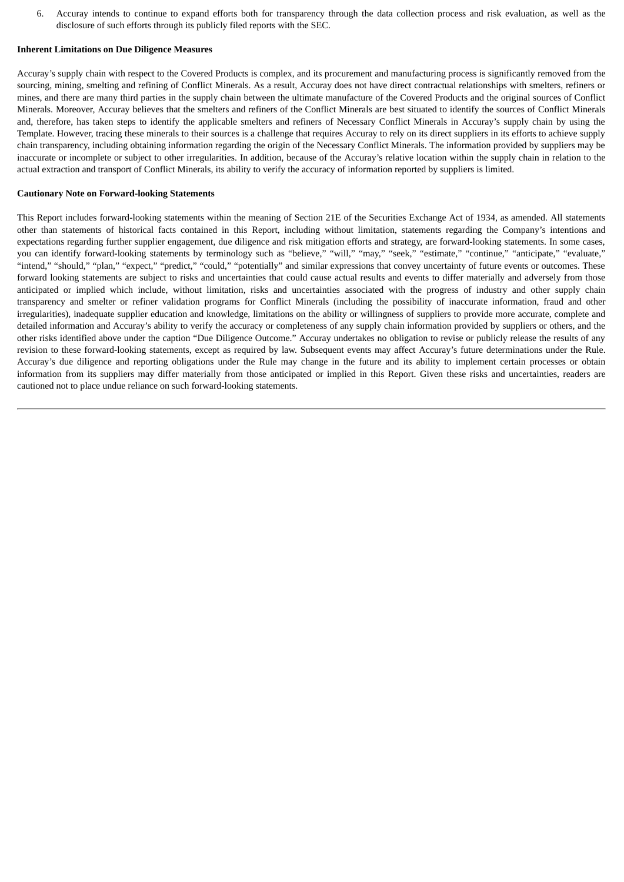6. Accuray intends to continue to expand efforts both for transparency through the data collection process and risk evaluation, as well as the disclosure of such efforts through its publicly filed reports with the SEC.

**Inherent Limitations on Due Diligence Measures**

Accuray's supply chain with respect to the Covered Products is complex, and its procurement and manufacturing process is significantly removed from the sourcing, mining, smelting and refining of Conflict Minerals. As a result, Accuray does not have direct contractual relationships with smelters, refiners or mines, and there are many third parties in the supply chain between the ultimate manufacture of the Covered Products and the original sources of Conflict Minerals. Moreover, Accuray believes that the smelters and refiners of the Conflict Minerals are best situated to identify the sources of Conflict Minerals and, therefore, has taken steps to identify the applicable smelters and refiners of Necessary Conflict Minerals in Accuray's supply chain by using the Template. However, tracing these minerals to their sources is a challenge that requires Accuray to rely on its direct suppliers in its efforts to achieve supply chain transparency, including obtaining information regarding the origin of the Necessary Conflict Minerals. The information provided by suppliers may be inaccurate or incomplete or subject to other irregularities. In addition, because of the Accuray's relative location within the supply chain in relation to the actual extraction and transport of Conflict Minerals, its ability to verify the accuracy of information reported by suppliers is limited.

**Cautionary Note on Forward-looking Statements**

This Report includes forward-looking statements within the meaning of Section 21E of the Securities Exchange Act of 1934, as amended. All statements other than statements of historical facts contained in this Report, including without limitation, statements regarding the Company's intentions and expectations regarding further supplier engagement, due diligence and risk mitigation efforts and strategy, are forward-looking statements. In some cases, you can identify forward-looking statements by terminology such as "believe," "will," "may," "seek," "estimate," "continue," "anticipate," "evaluate," "intend," "should," "plan," "expect," "predict," "could," "potentially" and similar expressions that convey uncertainty of future events or outcomes. These forward looking statements are subject to risks and uncertainties that could cause actual results and events to differ materially and adversely from those anticipated or implied which include, without limitation, risks and uncertainties associated with the progress of industry and other supply chain transparency and smelter or refiner validation programs for Conflict Minerals (including the possibility of inaccurate information, fraud and other irregularities), inadequate supplier education and knowledge, limitations on the ability or willingness of suppliers to provide more accurate, complete and detailed information and Accuray's ability to verify the accuracy or completeness of any supply chain information provided by suppliers or others, and the other risks identified above under the caption "Due Diligence Outcome." Accuray undertakes no obligation to revise or publicly release the results of any revision to these forward-looking statements, except as required by law. Subsequent events may affect Accuray's future determinations under the Rule. Accuray's due diligence and reporting obligations under the Rule may change in the future and its ability to implement certain processes or obtain information from its suppliers may differ materially from those anticipated or implied in this Report. Given these risks and uncertainties, readers are cautioned not to place undue reliance on such forward-looking statements.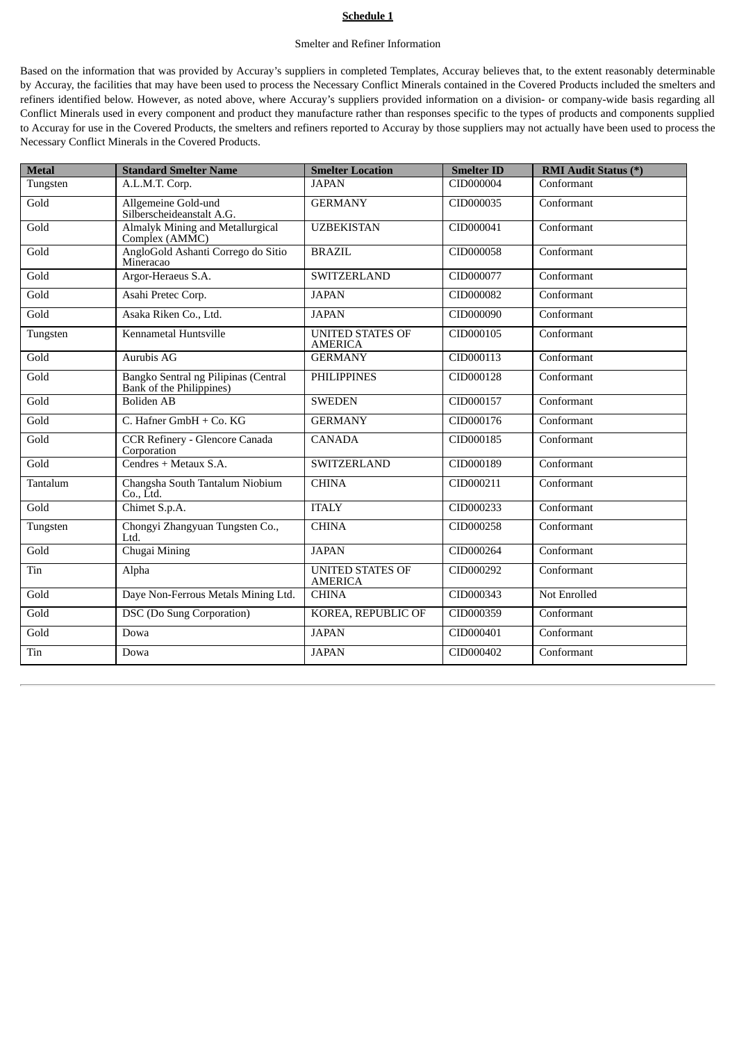**Schedule 1**

Smelter and Refiner Information

Based on the information that was provided by Accuray's suppliers in completed Templates, Accuray believes that, to the extent reasonably determinable by Accuray, the facilities that may have been used to process the Necessary Conflict Minerals contained in the Covered Products included the smelters and refiners identified below. However, as noted above, where Accuray's suppliers provided information on a division- or company-wide basis regarding all Conflict Minerals used in every component and product they manufacture rather than responses specific to the types of products and components supplied to Accuray for use in the Covered Products, the smelters and refiners reported to Accuray by those suppliers may not actually have been used to process the Necessary Conflict Minerals in the Covered Products.

| Metal | Standard Smelter Name | Smelter Location | Smelter ID | RMI Audit Status (*) |
|---|---|---|---|---|
| Tungsten | A.L.M.T. Corp. | JAPAN | CID000004 | Conformant |
| Gold | Allgemeine Gold-und Silberscheideanstalt A.G. | GERMANY | CID000035 | Conformant |
| Gold | Almalyk Mining and Metallurgical Complex (AMMC) | UZBEKISTAN | CID000041 | Conformant |
| Gold | AngloGold Ashanti Corrego do Sitio Mineracao | BRAZIL | CID000058 | Conformant |
| Gold | Argor-Heraeus S.A. | SWITZERLAND | CID000077 | Conformant |
| Gold | Asahi Pretec Corp. | JAPAN | CID000082 | Conformant |
| Gold | Asaka Riken Co., Ltd. | JAPAN | CID000090 | Conformant |
| Tungsten | Kennametal Huntsville | UNITED STATES OF AMERICA | CID000105 | Conformant |
| Gold | Aurubis AG | GERMANY | CID000113 | Conformant |
| Gold | Bangko Sentral ng Pilipinas (Central Bank of the Philippines) | PHILIPPINES | CID000128 | Conformant |
| Gold | Boliden AB | SWEDEN | CID000157 | Conformant |
| Gold | C. Hafner GmbH + Co. KG | GERMANY | CID000176 | Conformant |
| Gold | CCR Refinery - Glencore Canada Corporation | CANADA | CID000185 | Conformant |
| Gold | Cendres + Metaux S.A. | SWITZERLAND | CID000189 | Conformant |
| Tantalum | Changsha South Tantalum Niobium Co., Ltd. | CHINA | CID000211 | Conformant |
| Gold | Chimet S.p.A. | ITALY | CID000233 | Conformant |
| Tungsten | Chongyi Zhangyuan Tungsten Co., Ltd. | CHINA | CID000258 | Conformant |
| Gold | Chugai Mining | JAPAN | CID000264 | Conformant |
| Tin | Alpha | UNITED STATES OF AMERICA | CID000292 | Conformant |
| Gold | Daye Non-Ferrous Metals Mining Ltd. | CHINA | CID000343 | Not Enrolled |
| Gold | DSC (Do Sung Corporation) | KOREA, REPUBLIC OF | CID000359 | Conformant |
| Gold | Dowa | JAPAN | CID000401 | Conformant |
| Tin | Dowa | JAPAN | CID000402 | Conformant |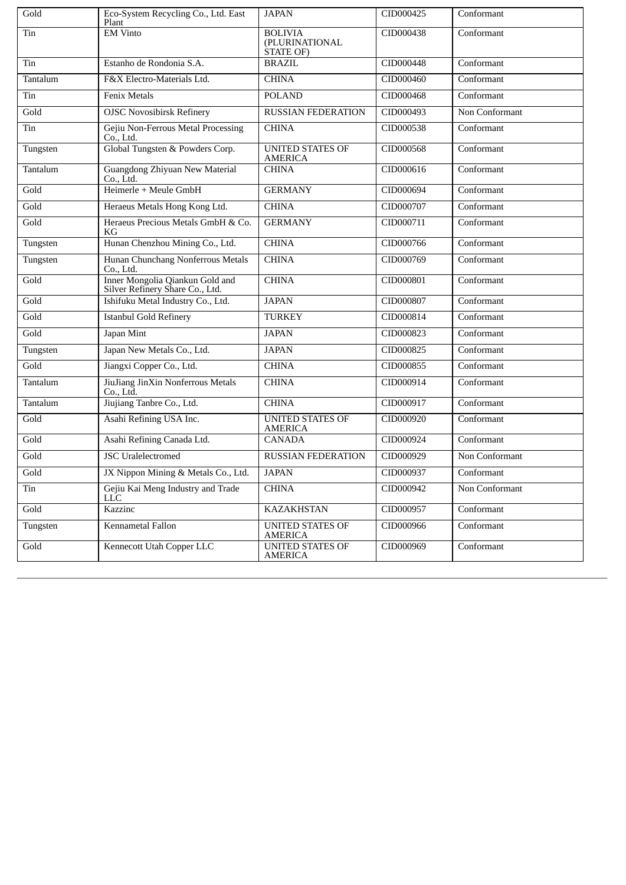| Gold | Eco-System Recycling Co., Ltd. East Plant | JAPAN | CID000425 | Conformant |
|---|---|---|---|---|
| Tin | EM Vinto | BOLIVIA (PLURINATIONAL STATE OF) | CID000438 | Conformant |
| Tin | Estanho de Rondonia S.A. | BRAZIL | CID000448 | Conformant |
| Tantalum | F&X Electro-Materials Ltd. | CHINA | CID000460 | Conformant |
| Tin | Fenix Metals | POLAND | CID000468 | Conformant |
| Gold | OJSC Novosibirsk Refinery | RUSSIAN FEDERATION | CID000493 | Non Conformant |
| Tin | Gejiu Non-Ferrous Metal Processing Co., Ltd. | CHINA | CID000538 | Conformant |
| Tungsten | Global Tungsten & Powders Corp. | UNITED STATES OF AMERICA | CID000568 | Conformant |
| Tantalum | Guangdong Zhiyuan New Material Co., Ltd. | CHINA | CID000616 | Conformant |
| Gold | Heimerle + Meule GmbH | GERMANY | CID000694 | Conformant |
| Gold | Heraeus Metals Hong Kong Ltd. | CHINA | CID000707 | Conformant |
| Gold | Heraeus Precious Metals GmbH & Co. KG | GERMANY | CID000711 | Conformant |
| Tungsten | Hunan Chenzhou Mining Co., Ltd. | CHINA | CID000766 | Conformant |
| Tungsten | Hunan Chunchang Nonferrous Metals Co., Ltd. | CHINA | CID000769 | Conformant |
| Gold | Inner Mongolia Qiankun Gold and Silver Refinery Share Co., Ltd. | CHINA | CID000801 | Conformant |
| Gold | Ishifuku Metal Industry Co., Ltd. | JAPAN | CID000807 | Conformant |
| Gold | Istanbul Gold Refinery | TURKEY | CID000814 | Conformant |
| Gold | Japan Mint | JAPAN | CID000823 | Conformant |
| Tungsten | Japan New Metals Co., Ltd. | JAPAN | CID000825 | Conformant |
| Gold | Jiangxi Copper Co., Ltd. | CHINA | CID000855 | Conformant |
| Tantalum | JiuJiang JinXin Nonferrous Metals Co., Ltd. | CHINA | CID000914 | Conformant |
| Tantalum | Jiujiang Tanbre Co., Ltd. | CHINA | CID000917 | Conformant |
| Gold | Asahi Refining USA Inc. | UNITED STATES OF AMERICA | CID000920 | Conformant |
| Gold | Asahi Refining Canada Ltd. | CANADA | CID000924 | Conformant |
| Gold | JSC Uralelectromed | RUSSIAN FEDERATION | CID000929 | Non Conformant |
| Gold | JX Nippon Mining & Metals Co., Ltd. | JAPAN | CID000937 | Conformant |
| Tin | Gejiu Kai Meng Industry and Trade LLC | CHINA | CID000942 | Non Conformant |
| Gold | Kazzinc | KAZAKHSTAN | CID000957 | Conformant |
| Tungsten | Kennametal Fallon | UNITED STATES OF AMERICA | CID000966 | Conformant |
| Gold | Kennecott Utah Copper LLC | UNITED STATES OF AMERICA | CID000969 | Conformant |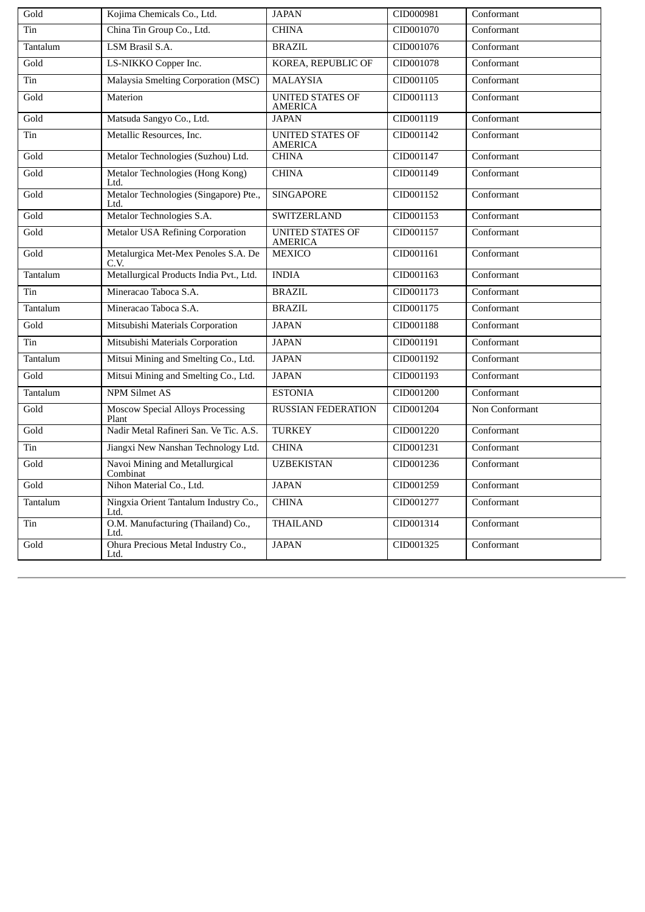| Gold | Kojima Chemicals Co., Ltd. | JAPAN | CID000981 | Conformant |
|---|---|---|---|---|
| Tin | China Tin Group Co., Ltd. | CHINA | CID001070 | Conformant |
| Tantalum | LSM Brasil S.A. | BRAZIL | CID001076 | Conformant |
| Gold | LS-NIKKO Copper Inc. | KOREA, REPUBLIC OF | CID001078 | Conformant |
| Tin | Malaysia Smelting Corporation (MSC) | MALAYSIA | CID001105 | Conformant |
| Gold | Materion | UNITED STATES OF AMERICA | CID001113 | Conformant |
| Gold | Matsuda Sangyo Co., Ltd. | JAPAN | CID001119 | Conformant |
| Tin | Metallic Resources, Inc. | UNITED STATES OF AMERICA | CID001142 | Conformant |
| Gold | Metalor Technologies (Suzhou) Ltd. | CHINA | CID001147 | Conformant |
| Gold | Metalor Technologies (Hong Kong) Ltd. | CHINA | CID001149 | Conformant |
| Gold | Metalor Technologies (Singapore) Pte., Ltd. | SINGAPORE | CID001152 | Conformant |
| Gold | Metalor Technologies S.A. | SWITZERLAND | CID001153 | Conformant |
| Gold | Metalor USA Refining Corporation | UNITED STATES OF AMERICA | CID001157 | Conformant |
| Gold | Metalurgica Met-Mex Penoles S.A. De C.V. | MEXICO | CID001161 | Conformant |
| Tantalum | Metallurgical Products India Pvt., Ltd. | INDIA | CID001163 | Conformant |
| Tin | Mineracao Taboca S.A. | BRAZIL | CID001173 | Conformant |
| Tantalum | Mineracao Taboca S.A. | BRAZIL | CID001175 | Conformant |
| Gold | Mitsubishi Materials Corporation | JAPAN | CID001188 | Conformant |
| Tin | Mitsubishi Materials Corporation | JAPAN | CID001191 | Conformant |
| Tantalum | Mitsui Mining and Smelting Co., Ltd. | JAPAN | CID001192 | Conformant |
| Gold | Mitsui Mining and Smelting Co., Ltd. | JAPAN | CID001193 | Conformant |
| Tantalum | NPM Silmet AS | ESTONIA | CID001200 | Conformant |
| Gold | Moscow Special Alloys Processing Plant | RUSSIAN FEDERATION | CID001204 | Non Conformant |
| Gold | Nadir Metal Rafineri San. Ve Tic. A.S. | TURKEY | CID001220 | Conformant |
| Tin | Jiangxi New Nanshan Technology Ltd. | CHINA | CID001231 | Conformant |
| Gold | Navoi Mining and Metallurgical Combinat | UZBEKISTAN | CID001236 | Conformant |
| Gold | Nihon Material Co., Ltd. | JAPAN | CID001259 | Conformant |
| Tantalum | Ningxia Orient Tantalum Industry Co., Ltd. | CHINA | CID001277 | Conformant |
| Tin | O.M. Manufacturing (Thailand) Co., Ltd. | THAILAND | CID001314 | Conformant |
| Gold | Ohura Precious Metal Industry Co., Ltd. | JAPAN | CID001325 | Conformant |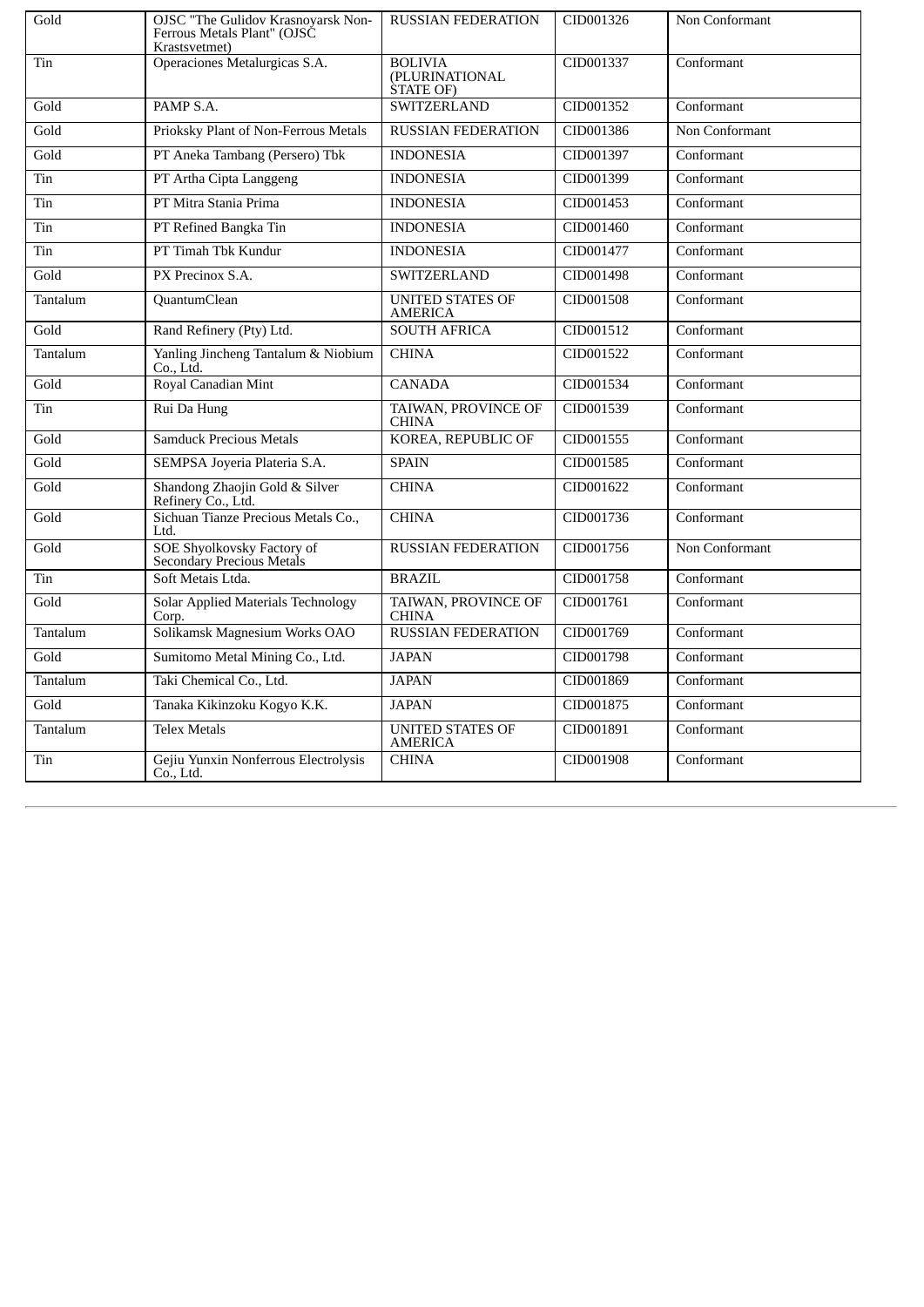| Gold | OJSC "The Gulidov Krasnoyarsk Non-Ferrous Metals Plant" (OJSC Krastsvetmet) | RUSSIAN FEDERATION | CID001326 | Non Conformant |
|---|---|---|---|---|
| Tin | Operaciones Metalurgicas S.A. | BOLIVIA (PLURINATIONAL STATE OF) | CID001337 | Conformant |
| Gold | PAMP S.A. | SWITZERLAND | CID001352 | Conformant |
| Gold | Prioksky Plant of Non-Ferrous Metals | RUSSIAN FEDERATION | CID001386 | Non Conformant |
| Gold | PT Aneka Tambang (Persero) Tbk | INDONESIA | CID001397 | Conformant |
| Tin | PT Artha Cipta Langgeng | INDONESIA | CID001399 | Conformant |
| Tin | PT Mitra Stania Prima | INDONESIA | CID001453 | Conformant |
| Tin | PT Refined Bangka Tin | INDONESIA | CID001460 | Conformant |
| Tin | PT Timah Tbk Kundur | INDONESIA | CID001477 | Conformant |
| Gold | PX Precinox S.A. | SWITZERLAND | CID001498 | Conformant |
| Tantalum | QuantumClean | UNITED STATES OF AMERICA | CID001508 | Conformant |
| Gold | Rand Refinery (Pty) Ltd. | SOUTH AFRICA | CID001512 | Conformant |
| Tantalum | Yanling Jincheng Tantalum & Niobium Co., Ltd. | CHINA | CID001522 | Conformant |
| Gold | Royal Canadian Mint | CANADA | CID001534 | Conformant |
| Tin | Rui Da Hung | TAIWAN, PROVINCE OF CHINA | CID001539 | Conformant |
| Gold | Samduck Precious Metals | KOREA, REPUBLIC OF | CID001555 | Conformant |
| Gold | SEMPSA Joyeria Plateria S.A. | SPAIN | CID001585 | Conformant |
| Gold | Shandong Zhaojin Gold & Silver Refinery Co., Ltd. | CHINA | CID001622 | Conformant |
| Gold | Sichuan Tianze Precious Metals Co., Ltd. | CHINA | CID001736 | Conformant |
| Gold | SOE Shyolkovsky Factory of Secondary Precious Metals | RUSSIAN FEDERATION | CID001756 | Non Conformant |
| Tin | Soft Metais Ltda. | BRAZIL | CID001758 | Conformant |
| Gold | Solar Applied Materials Technology Corp. | TAIWAN, PROVINCE OF CHINA | CID001761 | Conformant |
| Tantalum | Solikamsk Magnesium Works OAO | RUSSIAN FEDERATION | CID001769 | Conformant |
| Gold | Sumitomo Metal Mining Co., Ltd. | JAPAN | CID001798 | Conformant |
| Tantalum | Taki Chemical Co., Ltd. | JAPAN | CID001869 | Conformant |
| Gold | Tanaka Kikinzoku Kogyo K.K. | JAPAN | CID001875 | Conformant |
| Tantalum | Telex Metals | UNITED STATES OF AMERICA | CID001891 | Conformant |
| Tin | Gejiu Yunxin Nonferrous Electrolysis Co., Ltd. | CHINA | CID001908 | Conformant |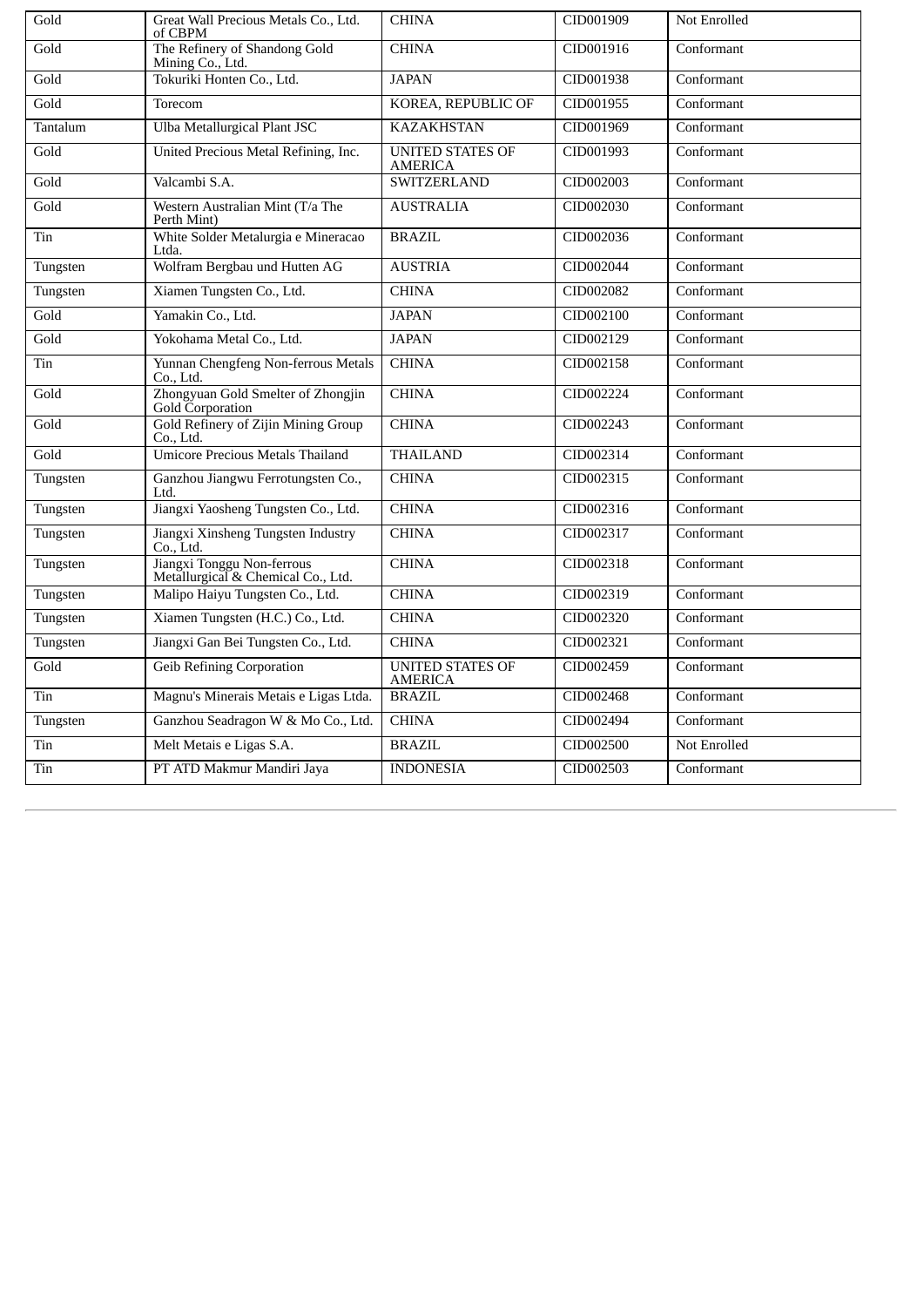| Gold | Great Wall Precious Metals Co., Ltd. of CBPM | CHINA | CID001909 | Not Enrolled |
|---|---|---|---|---|
| Gold | The Refinery of Shandong Gold Mining Co., Ltd. | CHINA | CID001916 | Conformant |
| Gold | Tokuriki Honten Co., Ltd. | JAPAN | CID001938 | Conformant |
| Gold | Torecom | KOREA, REPUBLIC OF | CID001955 | Conformant |
| Tantalum | Ulba Metallurgical Plant JSC | KAZAKHSTAN | CID001969 | Conformant |
| Gold | United Precious Metal Refining, Inc. | UNITED STATES OF AMERICA | CID001993 | Conformant |
| Gold | Valcambi S.A. | SWITZERLAND | CID002003 | Conformant |
| Gold | Western Australian Mint (T/a The Perth Mint) | AUSTRALIA | CID002030 | Conformant |
| Tin | White Solder Metalurgia e Mineracao Ltda. | BRAZIL | CID002036 | Conformant |
| Tungsten | Wolfram Bergbau und Hutten AG | AUSTRIA | CID002044 | Conformant |
| Tungsten | Xiamen Tungsten Co., Ltd. | CHINA | CID002082 | Conformant |
| Gold | Yamakin Co., Ltd. | JAPAN | CID002100 | Conformant |
| Gold | Yokohama Metal Co., Ltd. | JAPAN | CID002129 | Conformant |
| Tin | Yunnan Chengfeng Non-ferrous Metals Co., Ltd. | CHINA | CID002158 | Conformant |
| Gold | Zhongyuan Gold Smelter of Zhongjin Gold Corporation | CHINA | CID002224 | Conformant |
| Gold | Gold Refinery of Zijin Mining Group Co., Ltd. | CHINA | CID002243 | Conformant |
| Gold | Umicore Precious Metals Thailand | THAILAND | CID002314 | Conformant |
| Tungsten | Ganzhou Jiangwu Ferrotungsten Co., Ltd. | CHINA | CID002315 | Conformant |
| Tungsten | Jiangxi Yaosheng Tungsten Co., Ltd. | CHINA | CID002316 | Conformant |
| Tungsten | Jiangxi Xinsheng Tungsten Industry Co., Ltd. | CHINA | CID002317 | Conformant |
| Tungsten | Jiangxi Tonggu Non-ferrous Metallurgical & Chemical Co., Ltd. | CHINA | CID002318 | Conformant |
| Tungsten | Malipo Haiyu Tungsten Co., Ltd. | CHINA | CID002319 | Conformant |
| Tungsten | Xiamen Tungsten (H.C.) Co., Ltd. | CHINA | CID002320 | Conformant |
| Tungsten | Jiangxi Gan Bei Tungsten Co., Ltd. | CHINA | CID002321 | Conformant |
| Gold | Geib Refining Corporation | UNITED STATES OF AMERICA | CID002459 | Conformant |
| Tin | Magnu's Minerais Metais e Ligas Ltda. | BRAZIL | CID002468 | Conformant |
| Tungsten | Ganzhou Seadragon W & Mo Co., Ltd. | CHINA | CID002494 | Conformant |
| Tin | Melt Metais e Ligas S.A. | BRAZIL | CID002500 | Not Enrolled |
| Tin | PT ATD Makmur Mandiri Jaya | INDONESIA | CID002503 | Conformant |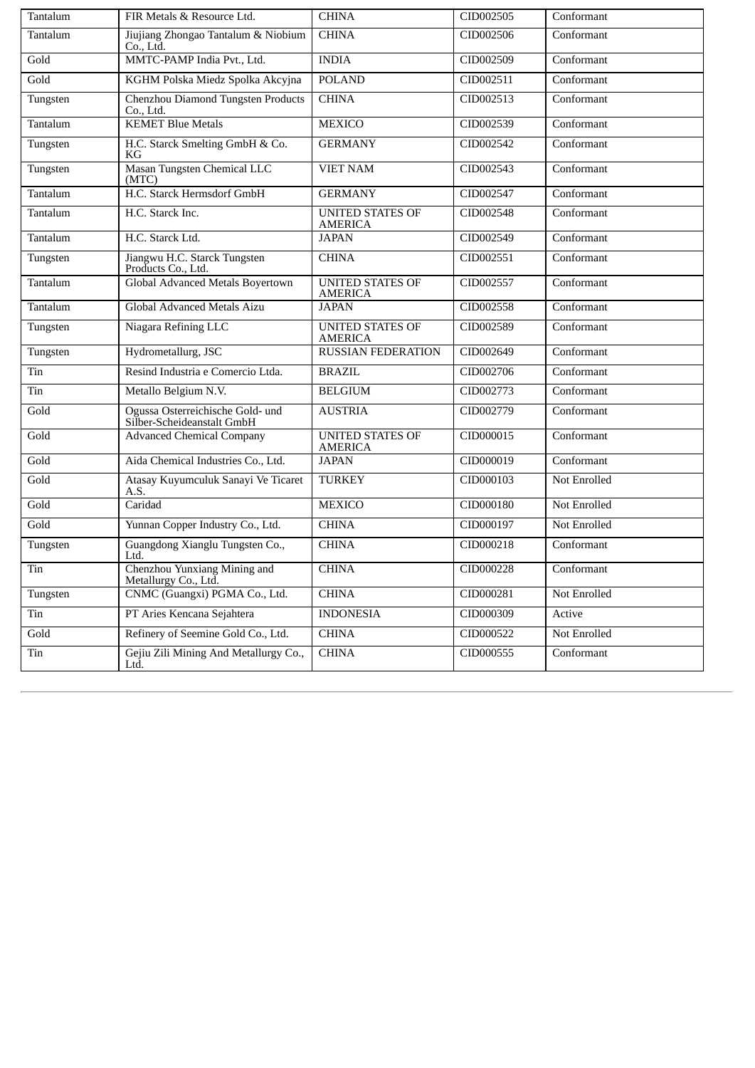| Tantalum | FIR Metals & Resource Ltd. | CHINA | CID002505 | Conformant |
|---|---|---|---|---|
| Tantalum | Jiujiang Zhongao Tantalum & Niobium Co., Ltd. | CHINA | CID002506 | Conformant |
| Gold | MMTC-PAMP India Pvt., Ltd. | INDIA | CID002509 | Conformant |
| Gold | KGHM Polska Miedz Spolka Akcyjna | POLAND | CID002511 | Conformant |
| Tungsten | Chenzhou Diamond Tungsten Products Co., Ltd. | CHINA | CID002513 | Conformant |
| Tantalum | KEMET Blue Metals | MEXICO | CID002539 | Conformant |
| Tungsten | H.C. Starck Smelting GmbH & Co. KG | GERMANY | CID002542 | Conformant |
| Tungsten | Masan Tungsten Chemical LLC (MTC) | VIET NAM | CID002543 | Conformant |
| Tantalum | H.C. Starck Hermsdorf GmbH | GERMANY | CID002547 | Conformant |
| Tantalum | H.C. Starck Inc. | UNITED STATES OF AMERICA | CID002548 | Conformant |
| Tantalum | H.C. Starck Ltd. | JAPAN | CID002549 | Conformant |
| Tungsten | Jiangwu H.C. Starck Tungsten Products Co., Ltd. | CHINA | CID002551 | Conformant |
| Tantalum | Global Advanced Metals Boyertown | UNITED STATES OF AMERICA | CID002557 | Conformant |
| Tantalum | Global Advanced Metals Aizu | JAPAN | CID002558 | Conformant |
| Tungsten | Niagara Refining LLC | UNITED STATES OF AMERICA | CID002589 | Conformant |
| Tungsten | Hydrometallurg, JSC | RUSSIAN FEDERATION | CID002649 | Conformant |
| Tin | Resind Industria e Comercio Ltda. | BRAZIL | CID002706 | Conformant |
| Tin | Metallo Belgium N.V. | BELGIUM | CID002773 | Conformant |
| Gold | Ogussa Osterreichische Gold- und Silber-Scheideanstalt GmbH | AUSTRIA | CID002779 | Conformant |
| Gold | Advanced Chemical Company | UNITED STATES OF AMERICA | CID000015 | Conformant |
| Gold | Aida Chemical Industries Co., Ltd. | JAPAN | CID000019 | Conformant |
| Gold | Atasay Kuyumculuk Sanayi Ve Ticaret A.S. | TURKEY | CID000103 | Not Enrolled |
| Gold | Caridad | MEXICO | CID000180 | Not Enrolled |
| Gold | Yunnan Copper Industry Co., Ltd. | CHINA | CID000197 | Not Enrolled |
| Tungsten | Guangdong Xianglu Tungsten Co., Ltd. | CHINA | CID000218 | Conformant |
| Tin | Chenzhou Yunxiang Mining and Metallurgy Co., Ltd. | CHINA | CID000228 | Conformant |
| Tungsten | CNMC (Guangxi) PGMA Co., Ltd. | CHINA | CID000281 | Not Enrolled |
| Tin | PT Aries Kencana Sejahtera | INDONESIA | CID000309 | Active |
| Gold | Refinery of Seemine Gold Co., Ltd. | CHINA | CID000522 | Not Enrolled |
| Tin | Gejiu Zili Mining And Metallurgy Co., Ltd. | CHINA | CID000555 | Conformant |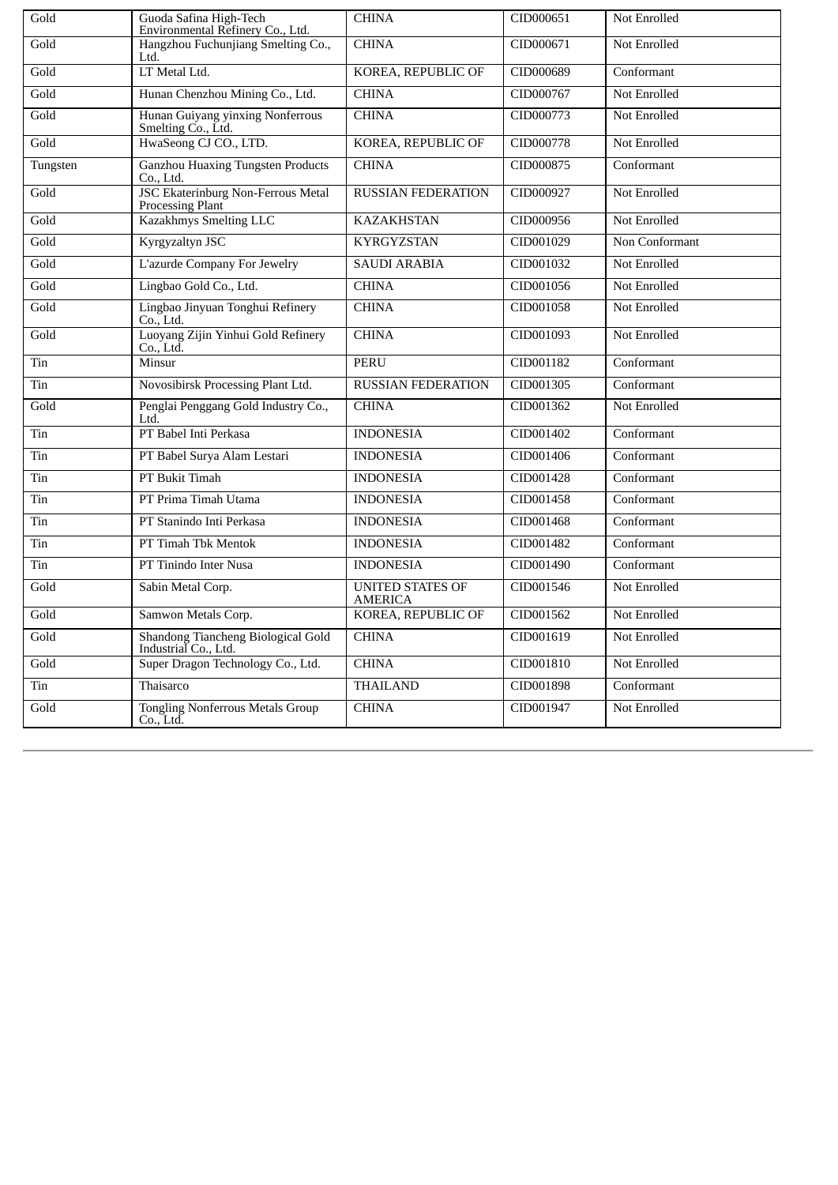| Gold | Guoda Safina High-Tech Environmental Refinery Co., Ltd. | CHINA | CID000651 | Not Enrolled |
|---|---|---|---|---|
| Gold | Hangzhou Fuchunjiang Smelting Co., Ltd. | CHINA | CID000671 | Not Enrolled |
| Gold | LT Metal Ltd. | KOREA, REPUBLIC OF | CID000689 | Conformant |
| Gold | Hunan Chenzhou Mining Co., Ltd. | CHINA | CID000767 | Not Enrolled |
| Gold | Hunan Guiyang yinxing Nonferrous Smelting Co., Ltd. | CHINA | CID000773 | Not Enrolled |
| Gold | HwaSeong CJ CO., LTD. | KOREA, REPUBLIC OF | CID000778 | Not Enrolled |
| Tungsten | Ganzhou Huaxing Tungsten Products Co., Ltd. | CHINA | CID000875 | Conformant |
| Gold | JSC Ekaterinburg Non-Ferrous Metal Processing Plant | RUSSIAN FEDERATION | CID000927 | Not Enrolled |
| Gold | Kazakhmys Smelting LLC | KAZAKHSTAN | CID000956 | Not Enrolled |
| Gold | Kyrgyzaltyn JSC | KYRGYZSTAN | CID001029 | Non Conformant |
| Gold | L'azurde Company For Jewelry | SAUDI ARABIA | CID001032 | Not Enrolled |
| Gold | Lingbao Gold Co., Ltd. | CHINA | CID001056 | Not Enrolled |
| Gold | Lingbao Jinyuan Tonghui Refinery Co., Ltd. | CHINA | CID001058 | Not Enrolled |
| Gold | Luoyang Zijin Yinhui Gold Refinery Co., Ltd. | CHINA | CID001093 | Not Enrolled |
| Tin | Minsur | PERU | CID001182 | Conformant |
| Tin | Novosibirsk Processing Plant Ltd. | RUSSIAN FEDERATION | CID001305 | Conformant |
| Gold | Penglai Penggang Gold Industry Co., Ltd. | CHINA | CID001362 | Not Enrolled |
| Tin | PT Babel Inti Perkasa | INDONESIA | CID001402 | Conformant |
| Tin | PT Babel Surya Alam Lestari | INDONESIA | CID001406 | Conformant |
| Tin | PT Bukit Timah | INDONESIA | CID001428 | Conformant |
| Tin | PT Prima Timah Utama | INDONESIA | CID001458 | Conformant |
| Tin | PT Stanindo Inti Perkasa | INDONESIA | CID001468 | Conformant |
| Tin | PT Timah Tbk Mentok | INDONESIA | CID001482 | Conformant |
| Tin | PT Tinindo Inter Nusa | INDONESIA | CID001490 | Conformant |
| Gold | Sabin Metal Corp. | UNITED STATES OF AMERICA | CID001546 | Not Enrolled |
| Gold | Samwon Metals Corp. | KOREA, REPUBLIC OF | CID001562 | Not Enrolled |
| Gold | Shandong Tiancheng Biological Gold Industrial Co., Ltd. | CHINA | CID001619 | Not Enrolled |
| Gold | Super Dragon Technology Co., Ltd. | CHINA | CID001810 | Not Enrolled |
| Tin | Thaisarco | THAILAND | CID001898 | Conformant |
| Gold | Tongling Nonferrous Metals Group Co., Ltd. | CHINA | CID001947 | Not Enrolled |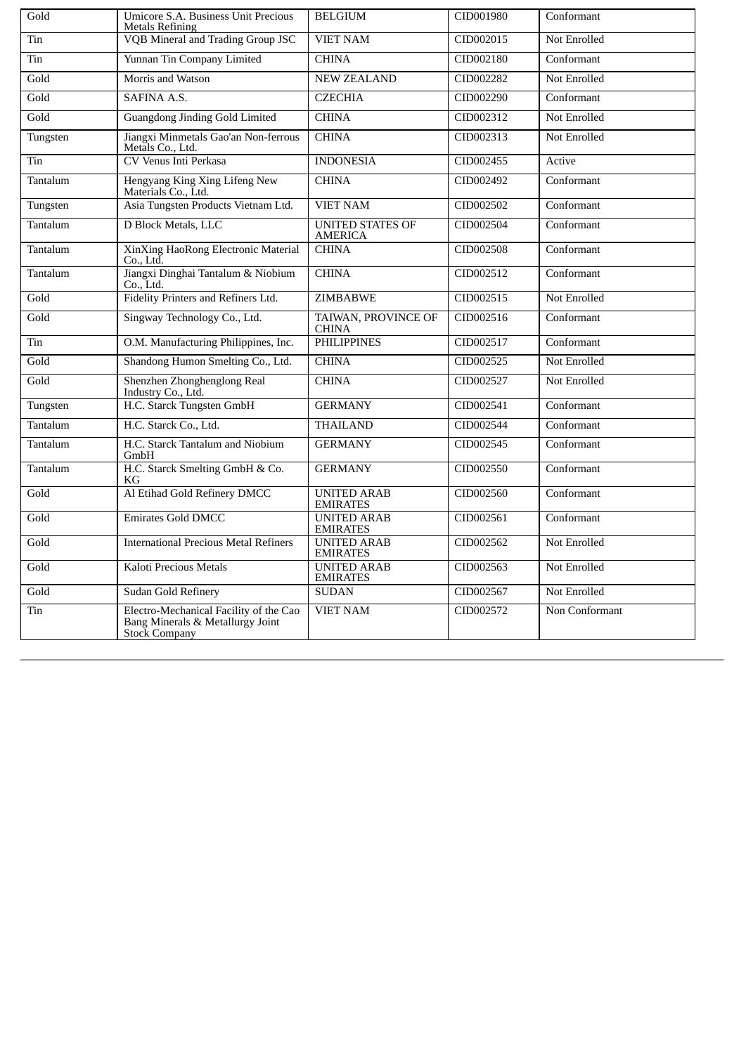| Gold | Umicore S.A. Business Unit Precious Metals Refining | BELGIUM | CID001980 | Conformant |
|---|---|---|---|---|
| Tin | VQB Mineral and Trading Group JSC | VIET NAM | CID002015 | Not Enrolled |
| Tin | Yunnan Tin Company Limited | CHINA | CID002180 | Conformant |
| Gold | Morris and Watson | NEW ZEALAND | CID002282 | Not Enrolled |
| Gold | SAFINA A.S. | CZECHIA | CID002290 | Conformant |
| Gold | Guangdong Jinding Gold Limited | CHINA | CID002312 | Not Enrolled |
| Tungsten | Jiangxi Minmetals Gao'an Non-ferrous Metals Co., Ltd. | CHINA | CID002313 | Not Enrolled |
| Tin | CV Venus Inti Perkasa | INDONESIA | CID002455 | Active |
| Tantalum | Hengyang King Xing Lifeng New Materials Co., Ltd. | CHINA | CID002492 | Conformant |
| Tungsten | Asia Tungsten Products Vietnam Ltd. | VIET NAM | CID002502 | Conformant |
| Tantalum | D Block Metals, LLC | UNITED STATES OF AMERICA | CID002504 | Conformant |
| Tantalum | XinXing HaoRong Electronic Material Co., Ltd. | CHINA | CID002508 | Conformant |
| Tantalum | Jiangxi Dinghai Tantalum & Niobium Co., Ltd. | CHINA | CID002512 | Conformant |
| Gold | Fidelity Printers and Refiners Ltd. | ZIMBABWE | CID002515 | Not Enrolled |
| Gold | Singway Technology Co., Ltd. | TAIWAN, PROVINCE OF CHINA | CID002516 | Conformant |
| Tin | O.M. Manufacturing Philippines, Inc. | PHILIPPINES | CID002517 | Conformant |
| Gold | Shandong Humon Smelting Co., Ltd. | CHINA | CID002525 | Not Enrolled |
| Gold | Shenzhen Zhonghenglong Real Industry Co., Ltd. | CHINA | CID002527 | Not Enrolled |
| Tungsten | H.C. Starck Tungsten GmbH | GERMANY | CID002541 | Conformant |
| Tantalum | H.C. Starck Co., Ltd. | THAILAND | CID002544 | Conformant |
| Tantalum | H.C. Starck Tantalum and Niobium GmbH | GERMANY | CID002545 | Conformant |
| Tantalum | H.C. Starck Smelting GmbH & Co. KG | GERMANY | CID002550 | Conformant |
| Gold | Al Etihad Gold Refinery DMCC | UNITED ARAB EMIRATES | CID002560 | Conformant |
| Gold | Emirates Gold DMCC | UNITED ARAB EMIRATES | CID002561 | Conformant |
| Gold | International Precious Metal Refiners | UNITED ARAB EMIRATES | CID002562 | Not Enrolled |
| Gold | Kaloti Precious Metals | UNITED ARAB EMIRATES | CID002563 | Not Enrolled |
| Gold | Sudan Gold Refinery | SUDAN | CID002567 | Not Enrolled |
| Tin | Electro-Mechanical Facility of the Cao Bang Minerals & Metallurgy Joint Stock Company | VIET NAM | CID002572 | Non Conformant |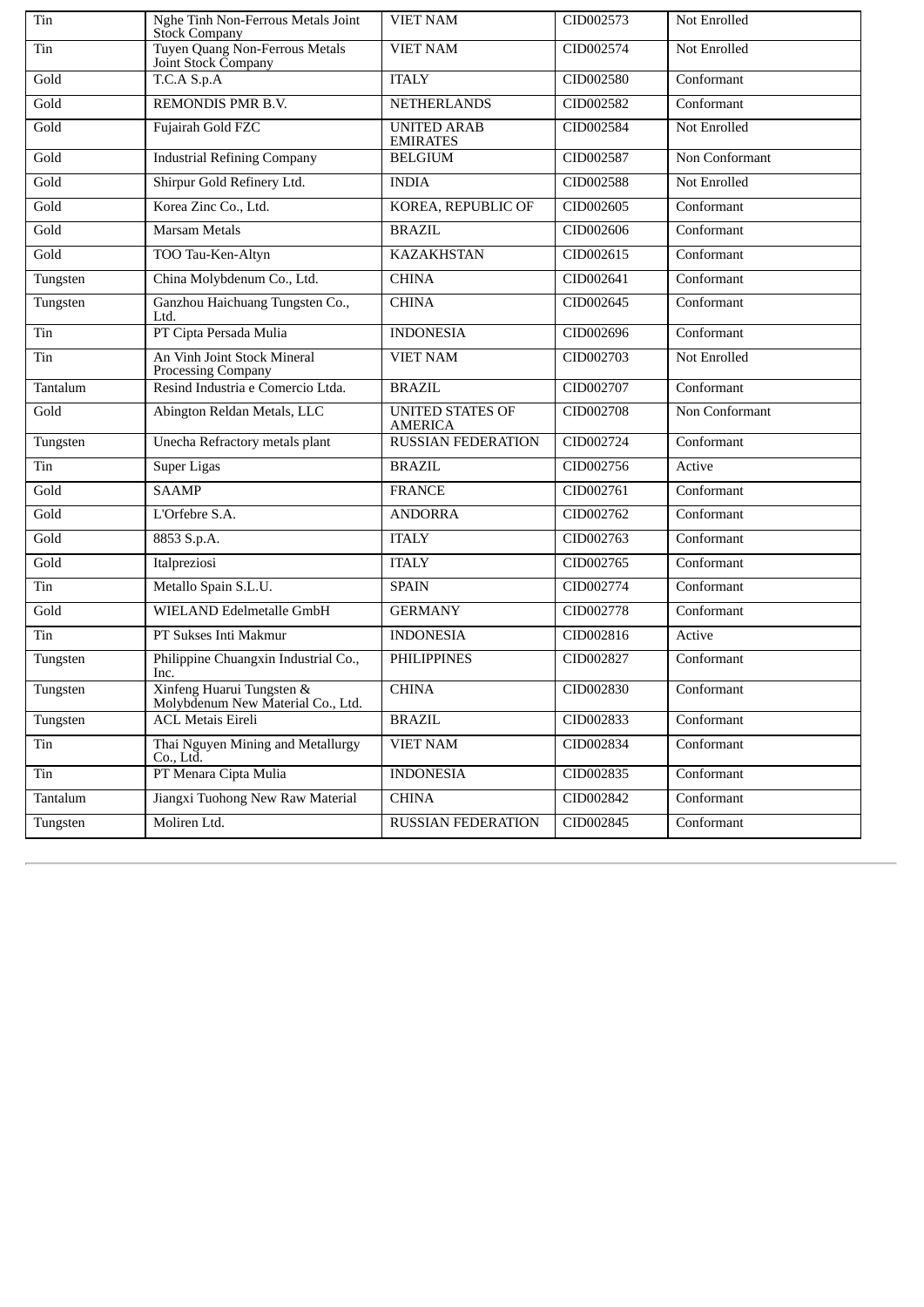| Tin | Nghe Tinh Non-Ferrous Metals Joint Stock Company | VIET NAM | CID002573 | Not Enrolled |
|---|---|---|---|---|
| Tin | Tuyen Quang Non-Ferrous Metals Joint Stock Company | VIET NAM | CID002574 | Not Enrolled |
| Gold | T.C.A S.p.A | ITALY | CID002580 | Conformant |
| Gold | REMONDIS PMR B.V. | NETHERLANDS | CID002582 | Conformant |
| Gold | Fujairah Gold FZC | UNITED ARAB EMIRATES | CID002584 | Not Enrolled |
| Gold | Industrial Refining Company | BELGIUM | CID002587 | Non Conformant |
| Gold | Shirpur Gold Refinery Ltd. | INDIA | CID002588 | Not Enrolled |
| Gold | Korea Zinc Co., Ltd. | KOREA, REPUBLIC OF | CID002605 | Conformant |
| Gold | Marsam Metals | BRAZIL | CID002606 | Conformant |
| Gold | TOO Tau-Ken-Altyn | KAZAKHSTAN | CID002615 | Conformant |
| Tungsten | China Molybdenum Co., Ltd. | CHINA | CID002641 | Conformant |
| Tungsten | Ganzhou Haichuang Tungsten Co., Ltd. | CHINA | CID002645 | Conformant |
| Tin | PT Cipta Persada Mulia | INDONESIA | CID002696 | Conformant |
| Tin | An Vinh Joint Stock Mineral Processing Company | VIET NAM | CID002703 | Not Enrolled |
| Tantalum | Resind Industria e Comercio Ltda. | BRAZIL | CID002707 | Conformant |
| Gold | Abington Reldan Metals, LLC | UNITED STATES OF AMERICA | CID002708 | Non Conformant |
| Tungsten | Unecha Refractory metals plant | RUSSIAN FEDERATION | CID002724 | Conformant |
| Tin | Super Ligas | BRAZIL | CID002756 | Active |
| Gold | SAAMP | FRANCE | CID002761 | Conformant |
| Gold | L'Orfebre S.A. | ANDORRA | CID002762 | Conformant |
| Gold | 8853 S.p.A. | ITALY | CID002763 | Conformant |
| Gold | Italpreziosi | ITALY | CID002765 | Conformant |
| Tin | Metallo Spain S.L.U. | SPAIN | CID002774 | Conformant |
| Gold | WIELAND Edelmetalle GmbH | GERMANY | CID002778 | Conformant |
| Tin | PT Sukses Inti Makmur | INDONESIA | CID002816 | Active |
| Tungsten | Philippine Chuangxin Industrial Co., Inc. | PHILIPPINES | CID002827 | Conformant |
| Tungsten | Xinfeng Huarui Tungsten & Molybdenum New Material Co., Ltd. | CHINA | CID002830 | Conformant |
| Tungsten | ACL Metais Eireli | BRAZIL | CID002833 | Conformant |
| Tin | Thai Nguyen Mining and Metallurgy Co., Ltd. | VIET NAM | CID002834 | Conformant |
| Tin | PT Menara Cipta Mulia | INDONESIA | CID002835 | Conformant |
| Tantalum | Jiangxi Tuohong New Raw Material | CHINA | CID002842 | Conformant |
| Tungsten | Moliren Ltd. | RUSSIAN FEDERATION | CID002845 | Conformant |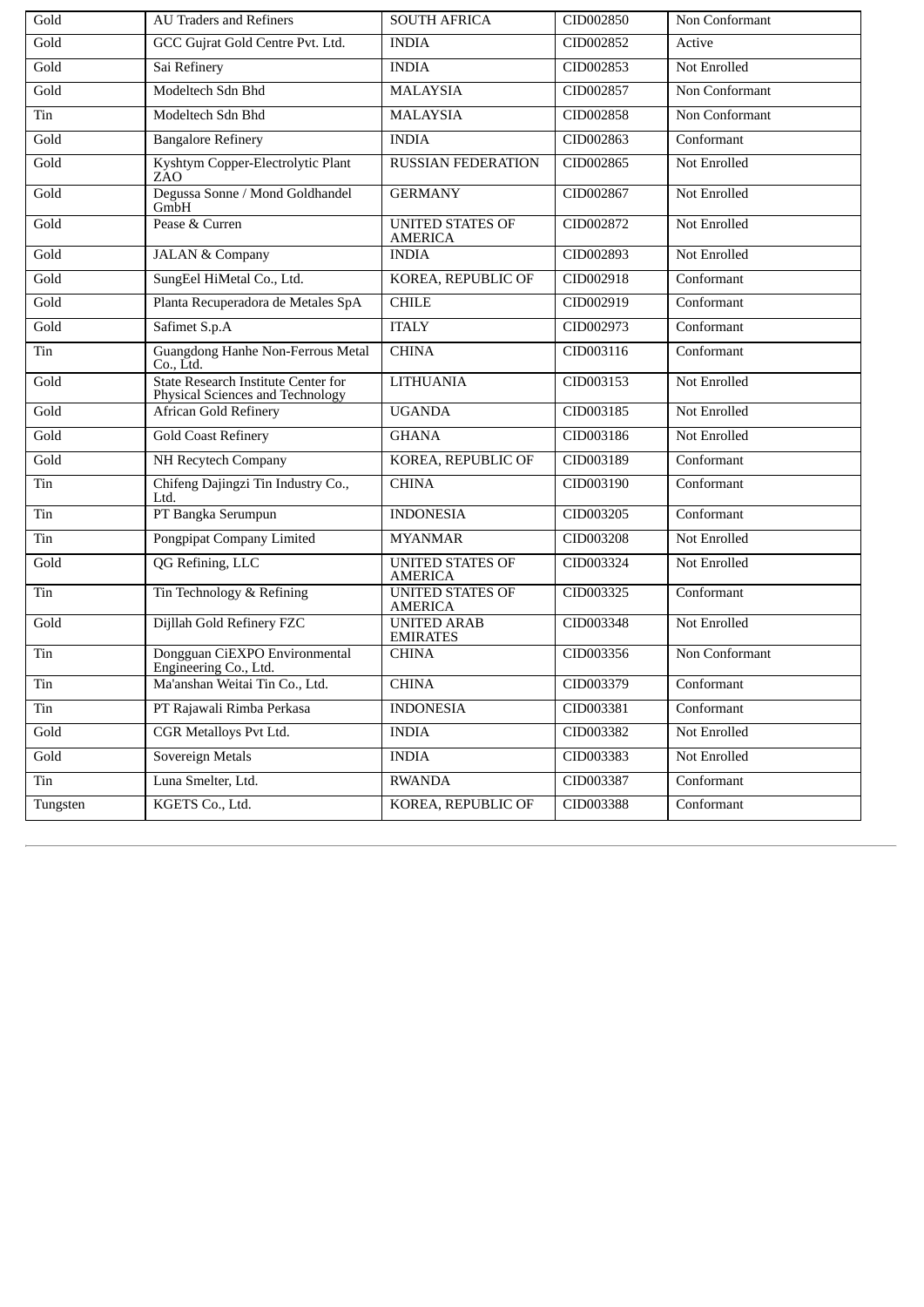| Gold | AU Traders and Refiners | SOUTH AFRICA | CID002850 | Non Conformant |
|---|---|---|---|---|
| Gold | GCC Gujrat Gold Centre Pvt. Ltd. | INDIA | CID002852 | Active |
| Gold | Sai Refinery | INDIA | CID002853 | Not Enrolled |
| Gold | Modeltech Sdn Bhd | MALAYSIA | CID002857 | Non Conformant |
| Tin | Modeltech Sdn Bhd | MALAYSIA | CID002858 | Non Conformant |
| Gold | Bangalore Refinery | INDIA | CID002863 | Conformant |
| Gold | Kyshtym Copper-Electrolytic Plant ZAO | RUSSIAN FEDERATION | CID002865 | Not Enrolled |
| Gold | Degussa Sonne / Mond Goldhandel GmbH | GERMANY | CID002867 | Not Enrolled |
| Gold | Pease & Curren | UNITED STATES OF AMERICA | CID002872 | Not Enrolled |
| Gold | JALAN & Company | INDIA | CID002893 | Not Enrolled |
| Gold | SungEel HiMetal Co., Ltd. | KOREA, REPUBLIC OF | CID002918 | Conformant |
| Gold | Planta Recuperadora de Metales SpA | CHILE | CID002919 | Conformant |
| Gold | Safimet S.p.A | ITALY | CID002973 | Conformant |
| Tin | Guangdong Hanhe Non-Ferrous Metal Co., Ltd. | CHINA | CID003116 | Conformant |
| Gold | State Research Institute Center for Physical Sciences and Technology | LITHUANIA | CID003153 | Not Enrolled |
| Gold | African Gold Refinery | UGANDA | CID003185 | Not Enrolled |
| Gold | Gold Coast Refinery | GHANA | CID003186 | Not Enrolled |
| Gold | NH Recytech Company | KOREA, REPUBLIC OF | CID003189 | Conformant |
| Tin | Chifeng Dajingzi Tin Industry Co., Ltd. | CHINA | CID003190 | Conformant |
| Tin | PT Bangka Serumpun | INDONESIA | CID003205 | Conformant |
| Tin | Pongpipat Company Limited | MYANMAR | CID003208 | Not Enrolled |
| Gold | QG Refining, LLC | UNITED STATES OF AMERICA | CID003324 | Not Enrolled |
| Tin | Tin Technology & Refining | UNITED STATES OF AMERICA | CID003325 | Conformant |
| Gold | Dijllah Gold Refinery FZC | UNITED ARAB EMIRATES | CID003348 | Not Enrolled |
| Tin | Dongguan CiEXPO Environmental Engineering Co., Ltd. | CHINA | CID003356 | Non Conformant |
| Tin | Ma'anshan Weitai Tin Co., Ltd. | CHINA | CID003379 | Conformant |
| Tin | PT Rajawali Rimba Perkasa | INDONESIA | CID003381 | Conformant |
| Gold | CGR Metalloys Pvt Ltd. | INDIA | CID003382 | Not Enrolled |
| Gold | Sovereign Metals | INDIA | CID003383 | Not Enrolled |
| Tin | Luna Smelter, Ltd. | RWANDA | CID003387 | Conformant |
| Tungsten | KGETS Co., Ltd. | KOREA, REPUBLIC OF | CID003388 | Conformant |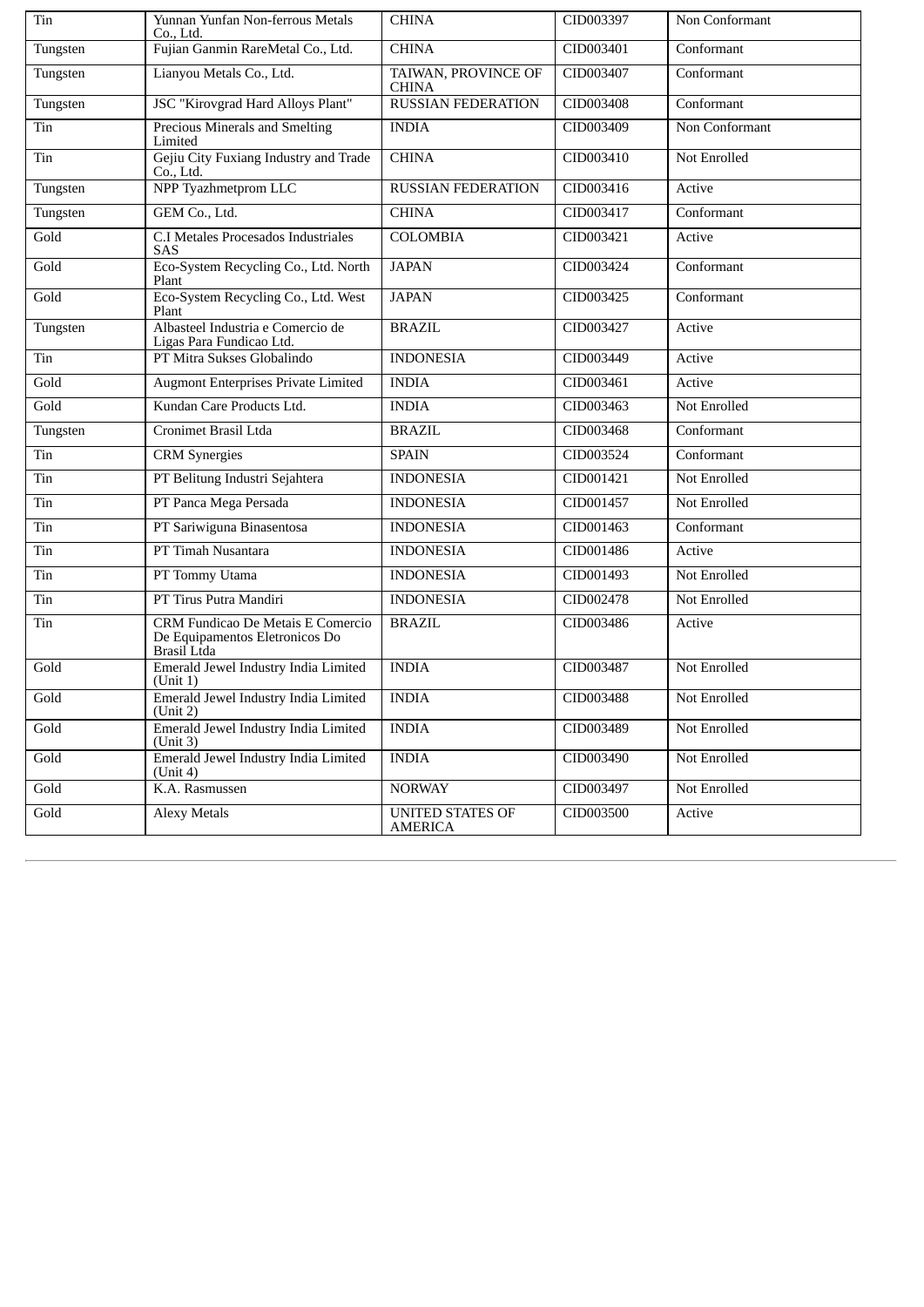| Tin | Yunnan Yunfan Non-ferrous Metals Co., Ltd. | CHINA | CID003397 | Non Conformant |
|---|---|---|---|---|
| Tungsten | Fujian Ganmin RareMetal Co., Ltd. | CHINA | CID003401 | Conformant |
| Tungsten | Lianyou Metals Co., Ltd. | TAIWAN, PROVINCE OF CHINA | CID003407 | Conformant |
| Tungsten | JSC "Kirovgrad Hard Alloys Plant" | RUSSIAN FEDERATION | CID003408 | Conformant |
| Tin | Precious Minerals and Smelting Limited | INDIA | CID003409 | Non Conformant |
| Tin | Gejiu City Fuxiang Industry and Trade Co., Ltd. | CHINA | CID003410 | Not Enrolled |
| Tungsten | NPP Tyazhmetprom LLC | RUSSIAN FEDERATION | CID003416 | Active |
| Tungsten | GEM Co., Ltd. | CHINA | CID003417 | Conformant |
| Gold | C.I Metales Procesados Industriales SAS | COLOMBIA | CID003421 | Active |
| Gold | Eco-System Recycling Co., Ltd. North Plant | JAPAN | CID003424 | Conformant |
| Gold | Eco-System Recycling Co., Ltd. West Plant | JAPAN | CID003425 | Conformant |
| Tungsten | Albasteel Industria e Comercio de Ligas Para Fundicao Ltd. | BRAZIL | CID003427 | Active |
| Tin | PT Mitra Sukses Globalindo | INDONESIA | CID003449 | Active |
| Gold | Augmont Enterprises Private Limited | INDIA | CID003461 | Active |
| Gold | Kundan Care Products Ltd. | INDIA | CID003463 | Not Enrolled |
| Tungsten | Cronimet Brasil Ltda | BRAZIL | CID003468 | Conformant |
| Tin | CRM Synergies | SPAIN | CID003524 | Conformant |
| Tin | PT Belitung Industri Sejahtera | INDONESIA | CID001421 | Not Enrolled |
| Tin | PT Panca Mega Persada | INDONESIA | CID001457 | Not Enrolled |
| Tin | PT Sariwiguna Binasentosa | INDONESIA | CID001463 | Conformant |
| Tin | PT Timah Nusantara | INDONESIA | CID001486 | Active |
| Tin | PT Tommy Utama | INDONESIA | CID001493 | Not Enrolled |
| Tin | PT Tirus Putra Mandiri | INDONESIA | CID002478 | Not Enrolled |
| Tin | CRM Fundicao De Metais E Comercio De Equipamentos Eletronicos Do Brasil Ltda | BRAZIL | CID003486 | Active |
| Gold | Emerald Jewel Industry India Limited (Unit 1) | INDIA | CID003487 | Not Enrolled |
| Gold | Emerald Jewel Industry India Limited (Unit 2) | INDIA | CID003488 | Not Enrolled |
| Gold | Emerald Jewel Industry India Limited (Unit 3) | INDIA | CID003489 | Not Enrolled |
| Gold | Emerald Jewel Industry India Limited (Unit 4) | INDIA | CID003490 | Not Enrolled |
| Gold | K.A. Rasmussen | NORWAY | CID003497 | Not Enrolled |
| Gold | Alexy Metals | UNITED STATES OF AMERICA | CID003500 | Active |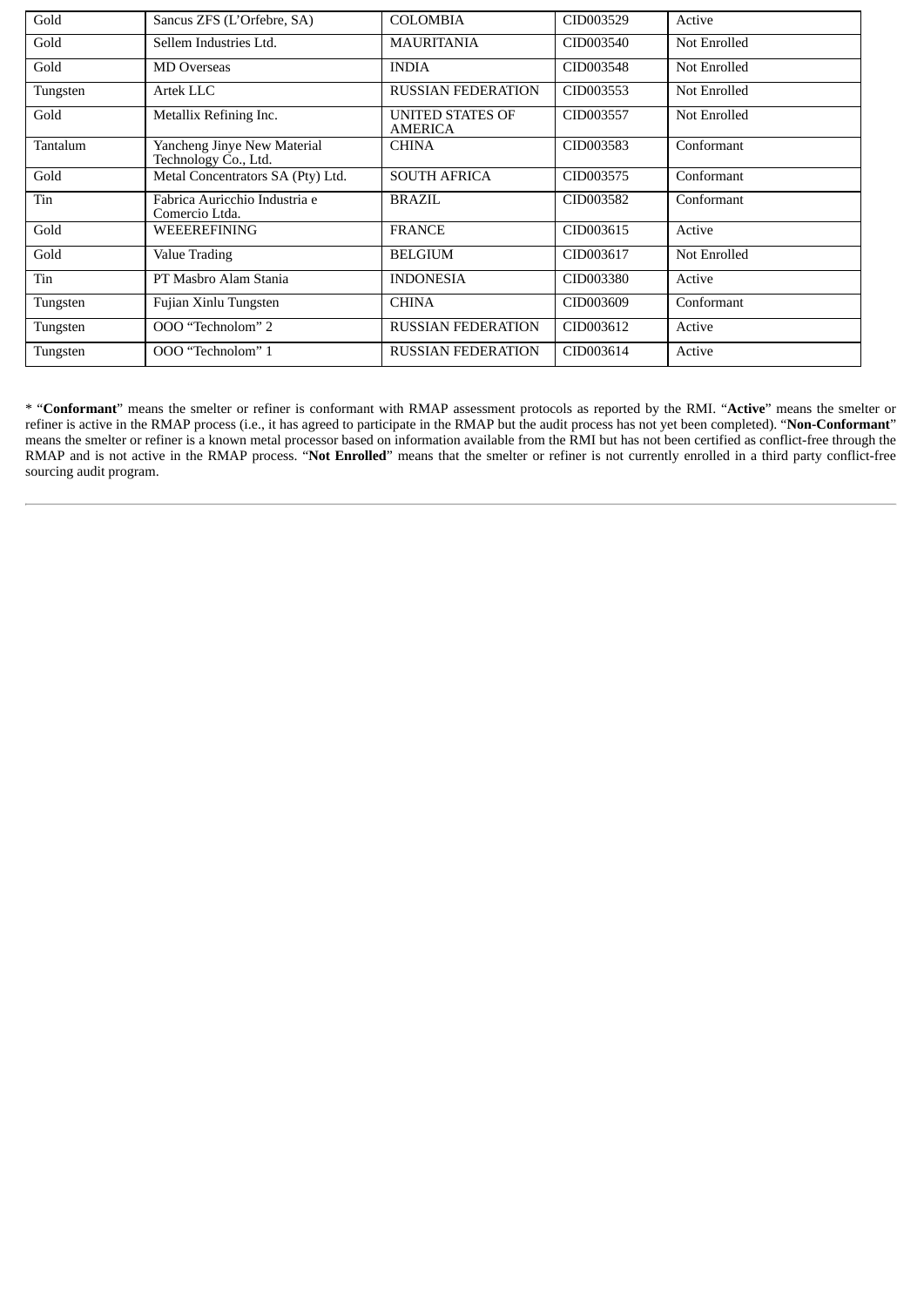| Gold | Sancus ZFS (L'Orfebre, SA) | COLOMBIA | CID003529 | Active |
| --- | --- | --- | --- | --- |
| Gold | Sellem Industries Ltd. | MAURITANIA | CID003540 | Not Enrolled |
| Gold | MD Overseas | INDIA | CID003548 | Not Enrolled |
| Tungsten | Artek LLC | RUSSIAN FEDERATION | CID003553 | Not Enrolled |
| Gold | Metallix Refining Inc. | UNITED STATES OF AMERICA | CID003557 | Not Enrolled |
| Tantalum | Yancheng Jinye New Material Technology Co., Ltd. | CHINA | CID003583 | Conformant |
| Gold | Metal Concentrators SA (Pty) Ltd. | SOUTH AFRICA | CID003575 | Conformant |
| Tin | Fabrica Auricchio Industria e Comercio Ltda. | BRAZIL | CID003582 | Conformant |
| Gold | WEEEREFINING | FRANCE | CID003615 | Active |
| Gold | Value Trading | BELGIUM | CID003617 | Not Enrolled |
| Tin | PT Masbro Alam Stania | INDONESIA | CID003380 | Active |
| Tungsten | Fujian Xinlu Tungsten | CHINA | CID003609 | Conformant |
| Tungsten | OOO "Technolom" 2 | RUSSIAN FEDERATION | CID003612 | Active |
| Tungsten | OOO "Technolom" 1 | RUSSIAN FEDERATION | CID003614 | Active |

* "**Conformant**" means the smelter or refiner is conformant with RMAP assessment protocols as reported by the RMI. "**Active**" means the smelter or refiner is active in the RMAP process (i.e., it has agreed to participate in the RMAP but the audit process has not yet been completed). "**Non-Conformant**" means the smelter or refiner is a known metal processor based on information available from the RMI but has not been certified as conflict-free through the RMAP and is not active in the RMAP process. "**Not Enrolled**" means that the smelter or refiner is not currently enrolled in a third party conflict-free sourcing audit program.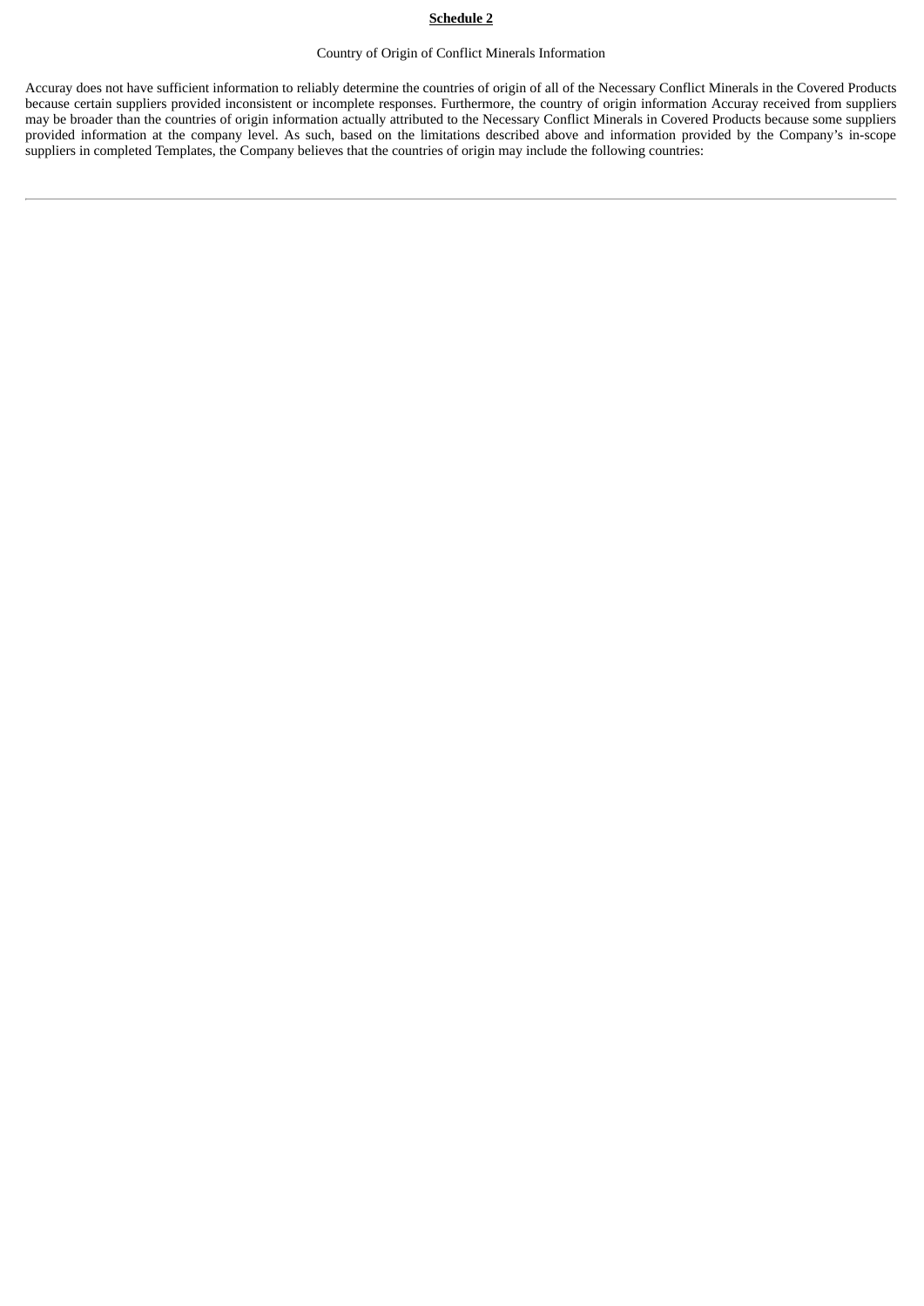**Schedule 2**

Country of Origin of Conflict Minerals Information

Accuray does not have sufficient information to reliably determine the countries of origin of all of the Necessary Conflict Minerals in the Covered Products because certain suppliers provided inconsistent or incomplete responses. Furthermore, the country of origin information Accuray received from suppliers may be broader than the countries of origin information actually attributed to the Necessary Conflict Minerals in Covered Products because some suppliers provided information at the company level. As such, based on the limitations described above and information provided by the Company's in-scope suppliers in completed Templates, the Company believes that the countries of origin may include the following countries: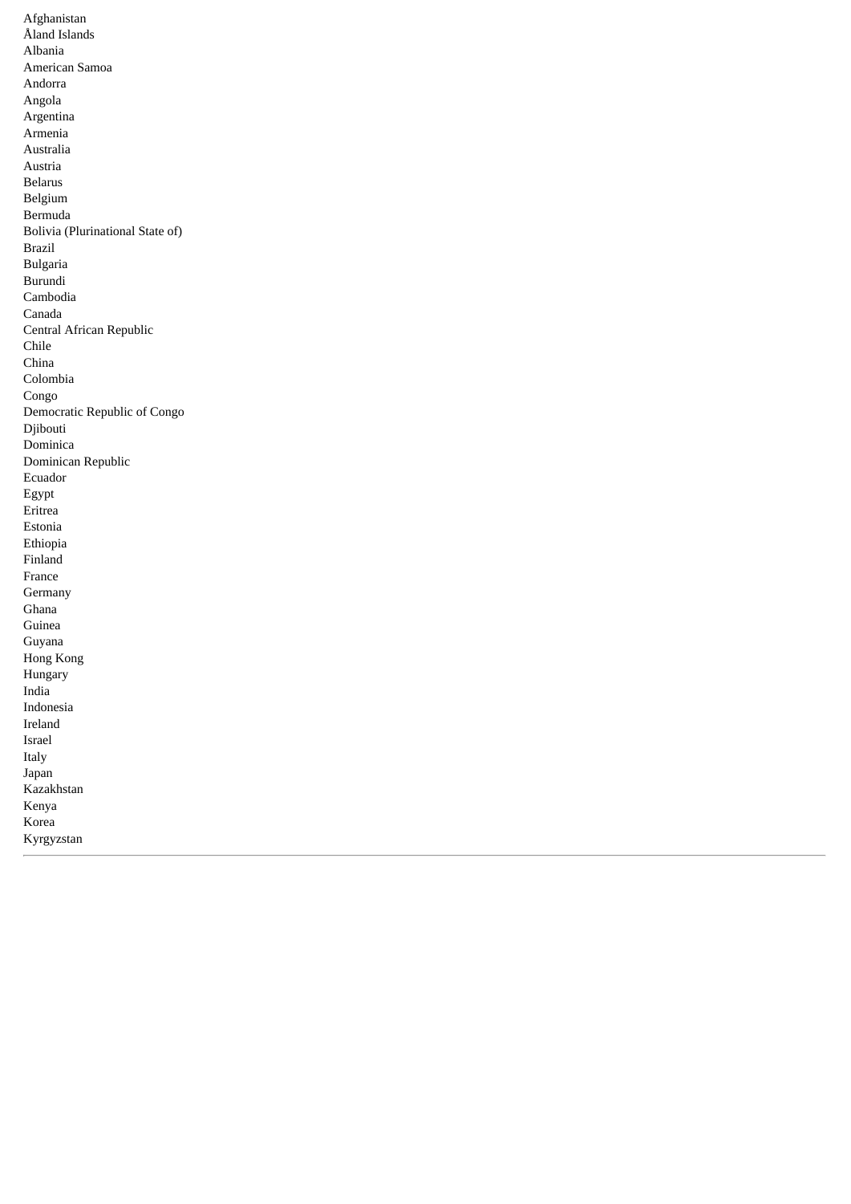Afghanistan
Åland Islands
Albania
American Samoa
Andorra
Angola
Argentina
Armenia
Australia
Austria
Belarus
Belgium
Bermuda
Bolivia (Plurinational State of)
Brazil
Bulgaria
Burundi
Cambodia
Canada
Central African Republic
Chile
China
Colombia
Congo
Democratic Republic of Congo
Djibouti
Dominica
Dominican Republic
Ecuador
Egypt
Eritrea
Estonia
Ethiopia
Finland
France
Germany
Ghana
Guinea
Guyana
Hong Kong
Hungary
India
Indonesia
Ireland
Israel
Italy
Japan
Kazakhstan
Kenya
Korea
Kyrgyzstan

---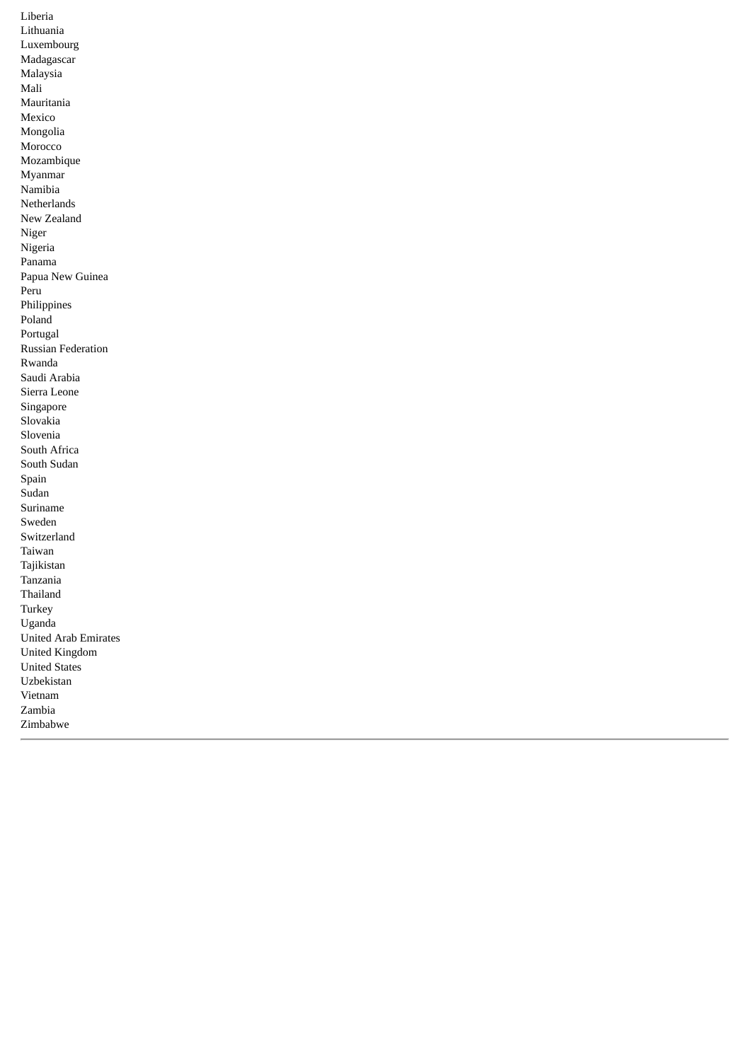Liberia
Lithuania
Luxembourg
Madagascar
Malaysia
Mali
Mauritania
Mexico
Mongolia
Morocco
Mozambique
Myanmar
Namibia
Netherlands
New Zealand
Niger
Nigeria
Panama
Papua New Guinea
Peru
Philippines
Poland
Portugal
Russian Federation
Rwanda
Saudi Arabia
Sierra Leone
Singapore
Slovakia
Slovenia
South Africa
South Sudan
Spain
Sudan
Suriname
Sweden
Switzerland
Taiwan
Tajikistan
Tanzania
Thailand
Turkey
Uganda
United Arab Emirates
United Kingdom
United States
Uzbekistan
Vietnam
Zambia
Zimbabwe

---